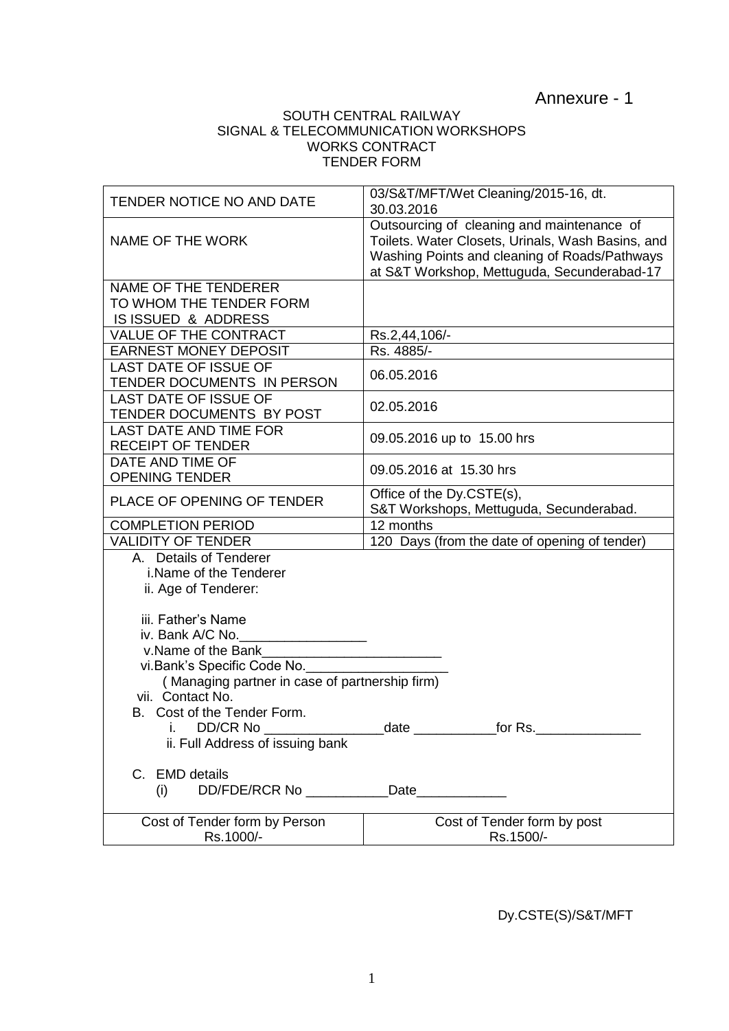Annexure - 1

SOUTH CENTRAL RAILWAY
SIGNAL & TELECOMMUNICATION WORKSHOPS
WORKS CONTRACT
TENDER FORM

| | |
|---|---|
| TENDER NOTICE NO AND DATE | 03/S&T/MFT/Wet Cleaning/2015-16, dt. 30.03.2016 |
| NAME OF THE WORK | Outsourcing of cleaning and maintenance of Toilets. Water Closets, Urinals, Wash Basins, and Washing Points and cleaning of Roads/Pathways at S&T Workshop, Mettuguda, Secunderabad-17 |
| NAME OF THE TENDERER TO WHOM THE TENDER FORM IS ISSUED & ADDRESS | |
| VALUE OF THE CONTRACT | Rs.2,44,106/- |
| EARNEST MONEY DEPOSIT | Rs. 4885/- |
| LAST DATE OF ISSUE OF TENDER DOCUMENTS IN PERSON | 06.05.2016 |
| LAST DATE OF ISSUE OF TENDER DOCUMENTS BY POST | 02.05.2016 |
| LAST DATE AND TIME FOR RECEIPT OF TENDER | 09.05.2016 up to 15.00 hrs |
| DATE AND TIME OF OPENING TENDER | 09.05.2016 at 15.30 hrs |
| PLACE OF OPENING OF TENDER | Office of the Dy.CSTE(s), S&T Workshops, Mettuguda, Secunderabad. |
| COMPLETION PERIOD | 12 months |
| VALIDITY OF TENDER | 120 Days (from the date of opening of tender) |

A. Details of Tenderer
   i. Name of the Tenderer
   ii. Age of Tenderer:
   iii. Father's Name
   iv. Bank A/C No.__________________
   v. Name of the Bank_________________________
   vi. Bank's Specific Code No.____________________
   ( Managing partner in case of partnership firm)
   vii. Contact No.

B. Cost of the Tender Form.
   i. DD/CR No ________________date ___________for Rs.______________
   ii. Full Address of issuing bank

C. EMD details
   (i) DD/FDE/RCR No ___________Date____________

| Cost of Tender form by Person | Cost of Tender form by post |
|---|---|
| Rs.1000/- | Rs.1500/- |

Dy.CSTE(S)/S&T/MFT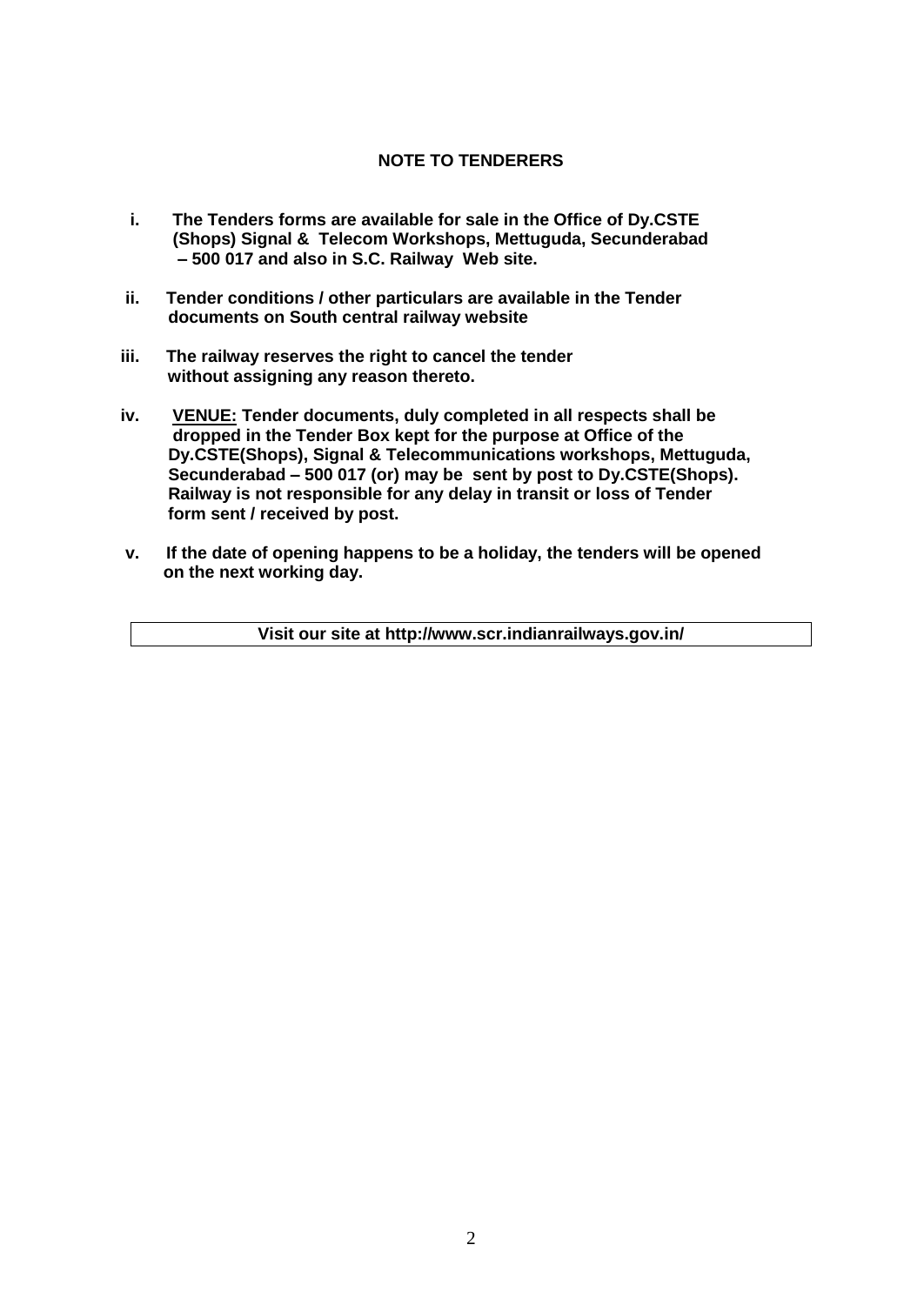## NOTE TO TENDERERS

**i. The Tenders forms are available for sale in the Office of Dy.CSTE (Shops) Signal & Telecom Workshops, Mettuguda, Secunderabad – 500 017 and also in S.C. Railway Web site.**

**ii. Tender conditions / other particulars are available in the Tender documents on South central railway website**

**iii. The railway reserves the right to cancel the tender without assigning any reason thereto.**

**iv. <u>VENUE:</u> Tender documents, duly completed in all respects shall be dropped in the Tender Box kept for the purpose at Office of the Dy.CSTE(Shops), Signal & Telecommunications workshops, Mettuguda, Secunderabad – 500 017 (or) may be sent by post to Dy.CSTE(Shops). Railway is not responsible for any delay in transit or loss of Tender form sent / received by post.**

**v. If the date of opening happens to be a holiday, the tenders will be opened on the next working day.**

**Visit our site at http://www.scr.indianrailways.gov.in/**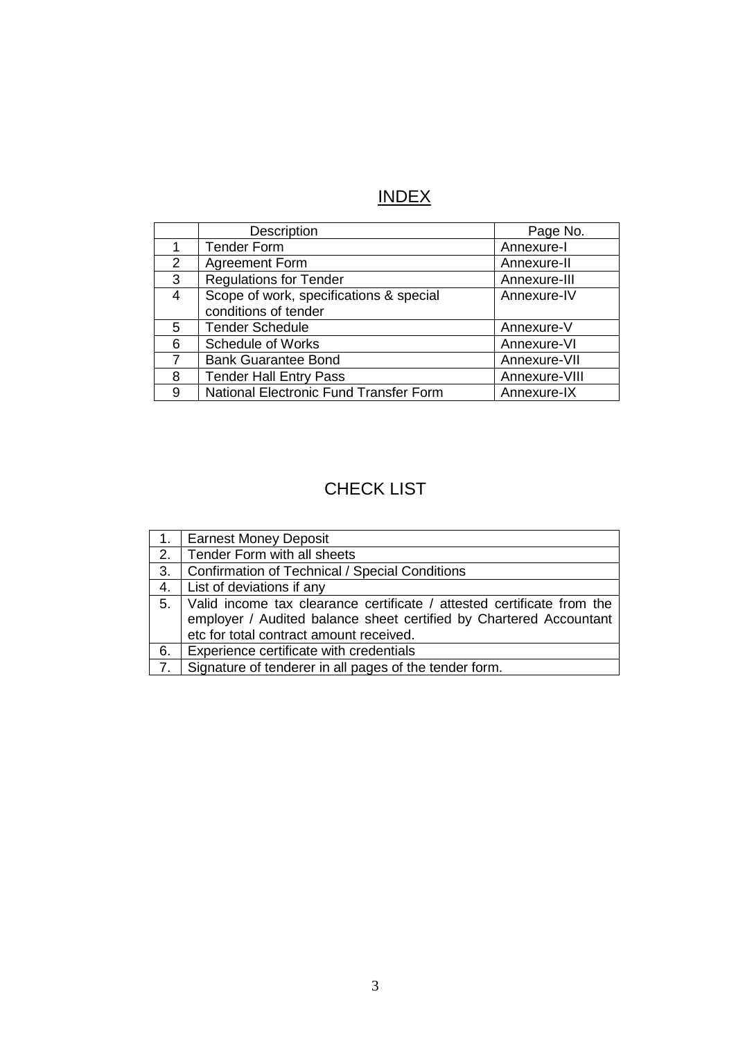# INDEX

| | Description | Page No. |
|---|---|---|
| 1 | Tender Form | Annexure-I |
| 2 | Agreement Form | Annexure-II |
| 3 | Regulations for Tender | Annexure-III |
| 4 | Scope of work, specifications & special conditions of tender | Annexure-IV |
| 5 | Tender Schedule | Annexure-V |
| 6 | Schedule of Works | Annexure-VI |
| 7 | Bank Guarantee Bond | Annexure-VII |
| 8 | Tender Hall Entry Pass | Annexure-VIII |
| 9 | National Electronic Fund Transfer Form | Annexure-IX |

# CHECK LIST

| | |
|---|---|
| 1. | Earnest Money Deposit |
| 2. | Tender Form with all sheets |
| 3. | Confirmation of Technical / Special Conditions |
| 4. | List of deviations if any |
| 5. | Valid income tax clearance certificate / attested certificate from the employer / Audited balance sheet certified by Chartered Accountant etc for total contract amount received. |
| 6. | Experience certificate with credentials |
| 7. | Signature of tenderer in all pages of the tender form. |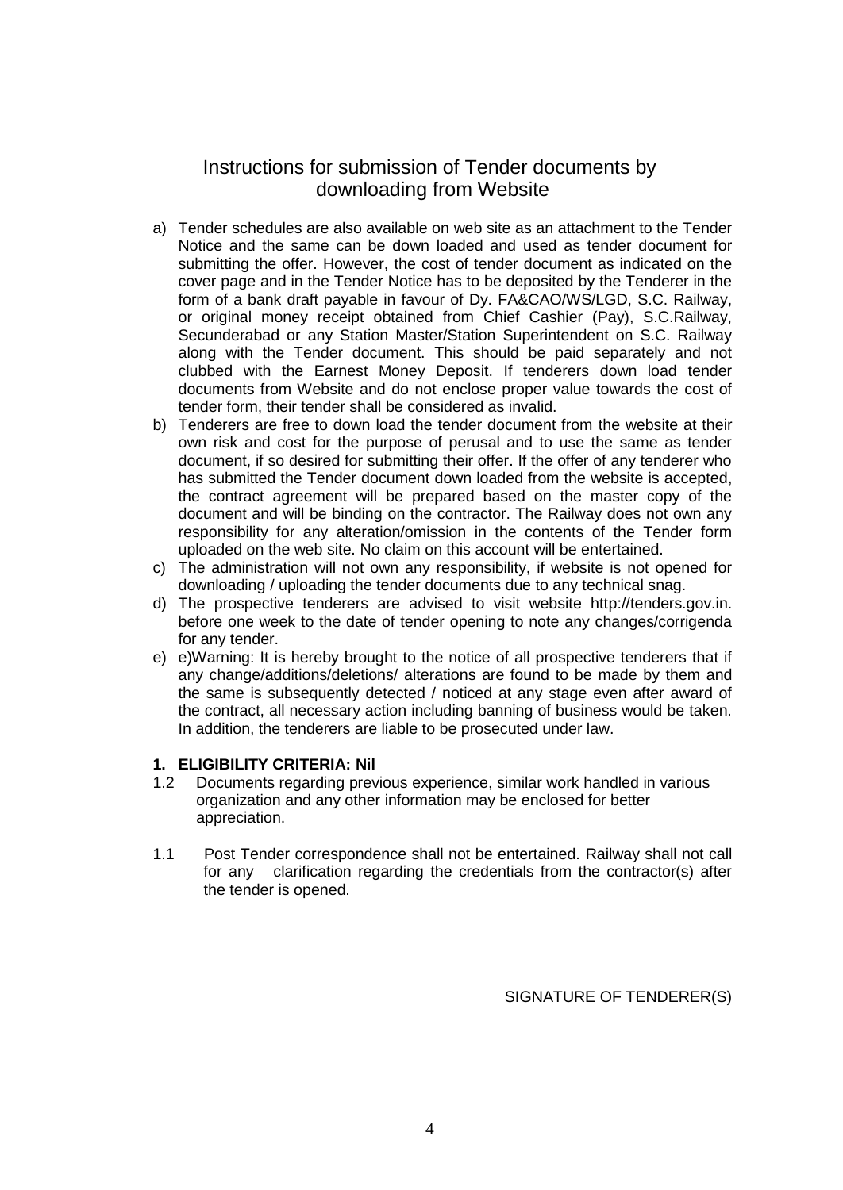# Instructions for submission of Tender documents by downloading from Website

a) Tender schedules are also available on web site as an attachment to the Tender Notice and the same can be down loaded and used as tender document for submitting the offer. However, the cost of tender document as indicated on the cover page and in the Tender Notice has to be deposited by the Tenderer in the form of a bank draft payable in favour of Dy. FA&CAO/WS/LGD, S.C. Railway, or original money receipt obtained from Chief Cashier (Pay), S.C.Railway, Secunderabad or any Station Master/Station Superintendent on S.C. Railway along with the Tender document. This should be paid separately and not clubbed with the Earnest Money Deposit. If tenderers down load tender documents from Website and do not enclose proper value towards the cost of tender form, their tender shall be considered as invalid.

b) Tenderers are free to down load the tender document from the website at their own risk and cost for the purpose of perusal and to use the same as tender document, if so desired for submitting their offer. If the offer of any tenderer who has submitted the Tender document down loaded from the website is accepted, the contract agreement will be prepared based on the master copy of the document and will be binding on the contractor. The Railway does not own any responsibility for any alteration/omission in the contents of the Tender form uploaded on the web site. No claim on this account will be entertained.

c) The administration will not own any responsibility, if website is not opened for downloading / uploading the tender documents due to any technical snag.

d) The prospective tenderers are advised to visit website http://tenders.gov.in. before one week to the date of tender opening to note any changes/corrigenda for any tender.

e) e)Warning: It is hereby brought to the notice of all prospective tenderers that if any change/additions/deletions/ alterations are found to be made by them and the same is subsequently detected / noticed at any stage even after award of the contract, all necessary action including banning of business would be taken. In addition, the tenderers are liable to be prosecuted under law.

**1. ELIGIBILITY CRITERIA: Nil**

1.2 Documents regarding previous experience, similar work handled in various organization and any other information may be enclosed for better appreciation.

1.1 Post Tender correspondence shall not be entertained. Railway shall not call for any clarification regarding the credentials from the contractor(s) after the tender is opened.

SIGNATURE OF TENDERER(S)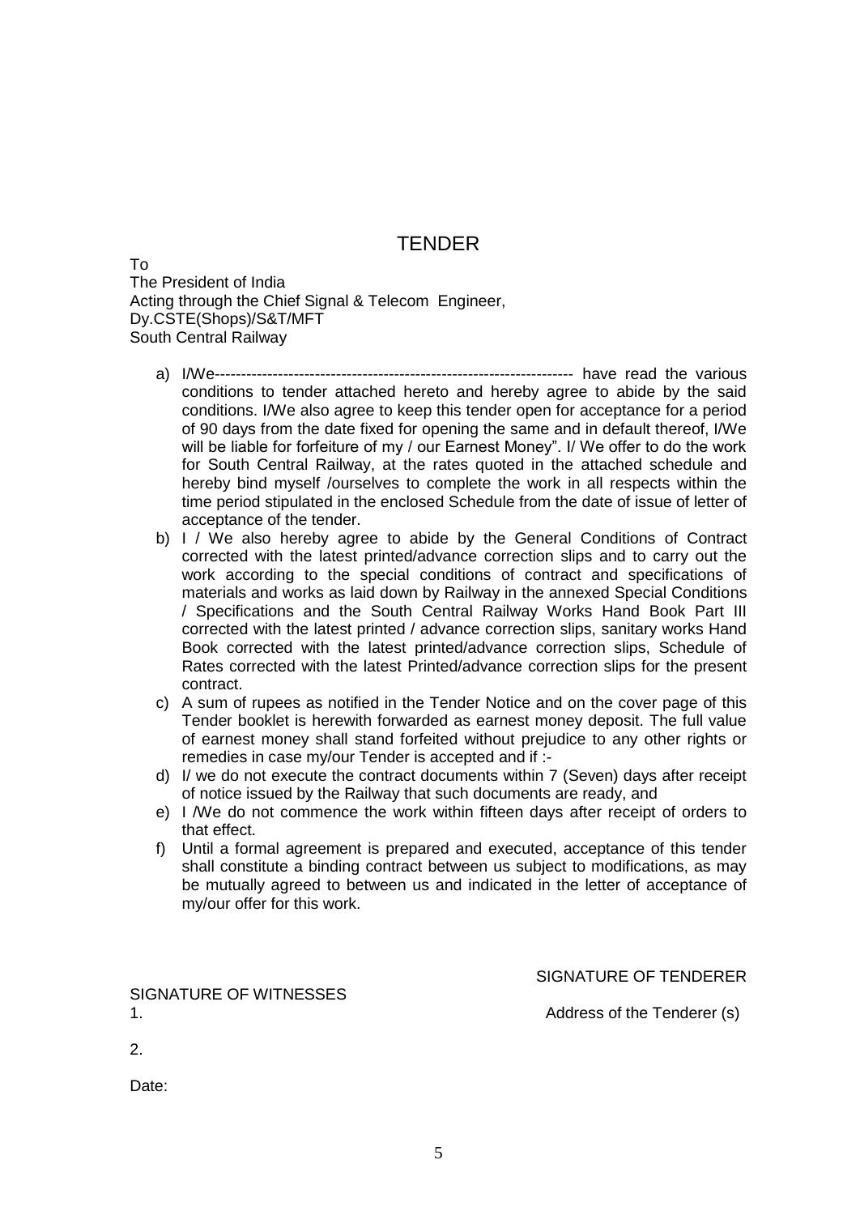# TENDER

To
The President of India
Acting through the Chief Signal & Telecom Engineer,
Dy.CSTE(Shops)/S&T/MFT
South Central Railway

a) I/We--------------------------------------------------------------------- have read the various conditions to tender attached hereto and hereby agree to abide by the said conditions. I/We also agree to keep this tender open for acceptance for a period of 90 days from the date fixed for opening the same and in default thereof, I/We will be liable for forfeiture of my / our Earnest Money". I/ We offer to do the work for South Central Railway, at the rates quoted in the attached schedule and hereby bind myself /ourselves to complete the work in all respects within the time period stipulated in the enclosed Schedule from the date of issue of letter of acceptance of the tender.

b) I / We also hereby agree to abide by the General Conditions of Contract corrected with the latest printed/advance correction slips and to carry out the work according to the special conditions of contract and specifications of materials and works as laid down by Railway in the annexed Special Conditions / Specifications and the South Central Railway Works Hand Book Part III corrected with the latest printed / advance correction slips, sanitary works Hand Book corrected with the latest printed/advance correction slips, Schedule of Rates corrected with the latest Printed/advance correction slips for the present contract.

c) A sum of rupees as notified in the Tender Notice and on the cover page of this Tender booklet is herewith forwarded as earnest money deposit. The full value of earnest money shall stand forfeited without prejudice to any other rights or remedies in case my/our Tender is accepted and if :-

d) I/ we do not execute the contract documents within 7 (Seven) days after receipt of notice issued by the Railway that such documents are ready, and

e) I /We do not commence the work within fifteen days after receipt of orders to that effect.

f) Until a formal agreement is prepared and executed, acceptance of this tender shall constitute a binding contract between us subject to modifications, as may be mutually agreed to between us and indicated in the letter of acceptance of my/our offer for this work.

SIGNATURE OF TENDERER

SIGNATURE OF WITNESSES

1.

Address of the Tenderer (s)

2.

Date: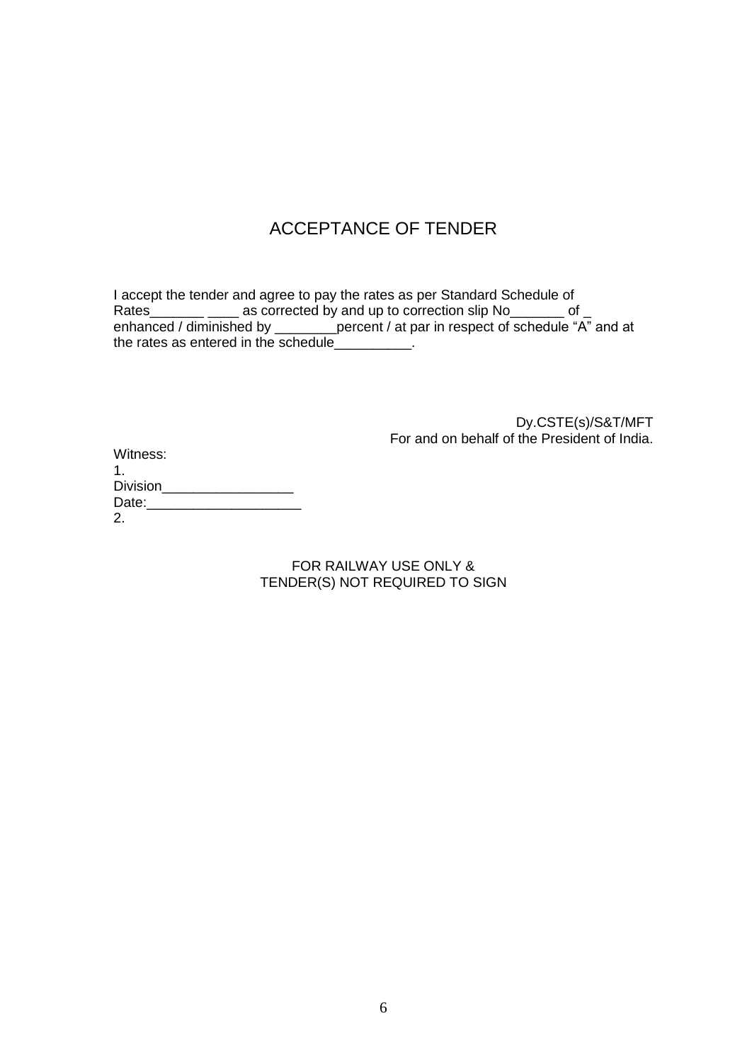# ACCEPTANCE OF TENDER

I accept the tender and agree to pay the rates as per Standard Schedule of Rates_______ ____ as corrected by and up to correction slip No_______ of _ enhanced / diminished by ________percent / at par in respect of schedule "A" and at the rates as entered in the schedule__________.

Dy.CSTE(s)/S&T/MFT
For and on behalf of the President of India.

Witness:
1.
Division_________________
Date:____________________
2.

FOR RAILWAY USE ONLY &
TENDER(S) NOT REQUIRED TO SIGN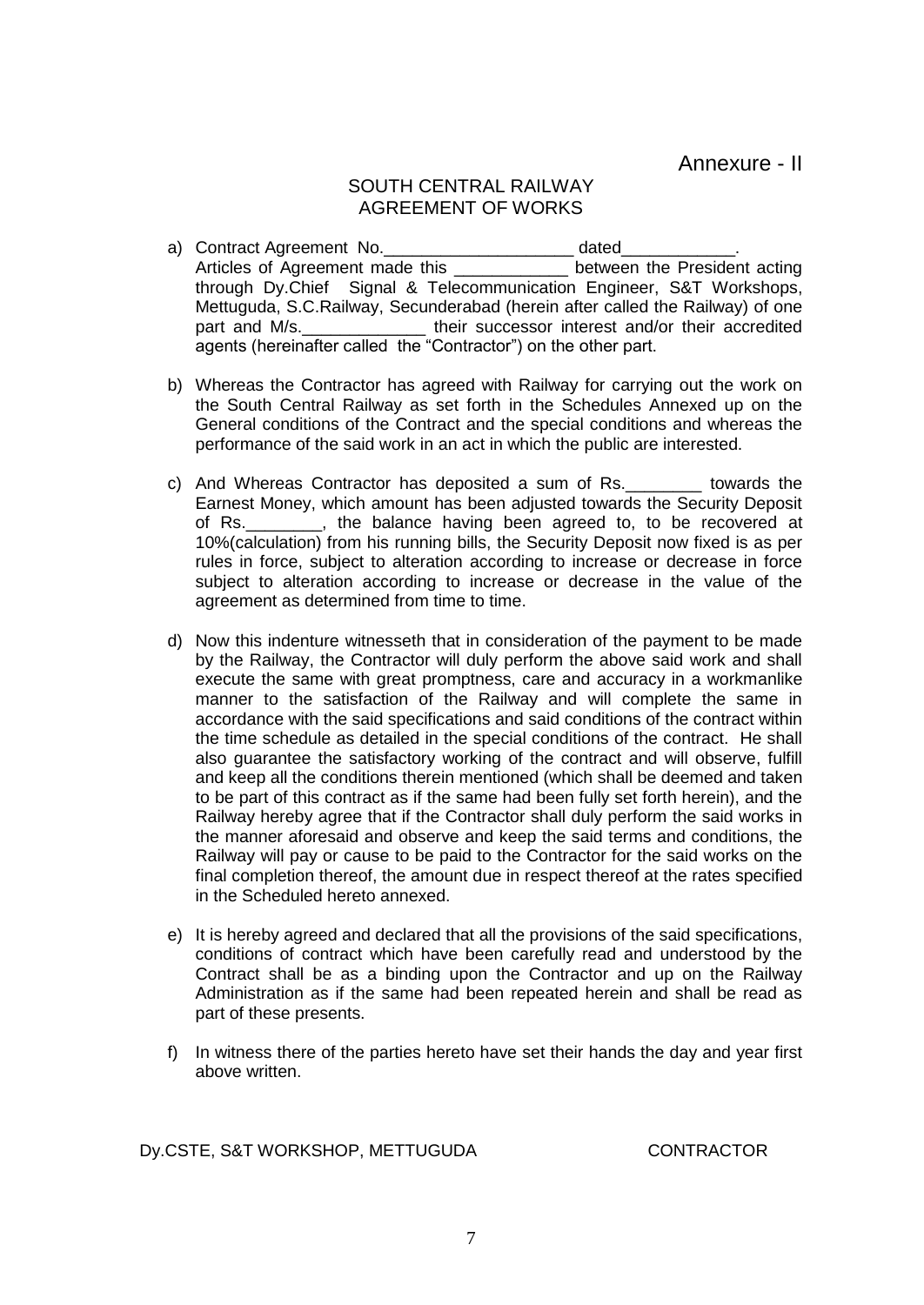Annexure - II

## SOUTH CENTRAL RAILWAY
## AGREEMENT OF WORKS

a) Contract Agreement No.____________________ dated____________.
   Articles of Agreement made this ____________ between the President acting through Dy.Chief Signal & Telecommunication Engineer, S&T Workshops, Mettuguda, S.C.Railway, Secunderabad (herein after called the Railway) of one part and M/s._____________ their successor interest and/or their accredited agents (hereinafter called the "Contractor") on the other part.

b) Whereas the Contractor has agreed with Railway for carrying out the work on the South Central Railway as set forth in the Schedules Annexed up on the General conditions of the Contract and the special conditions and whereas the performance of the said work in an act in which the public are interested.

c) And Whereas Contractor has deposited a sum of Rs.________ towards the Earnest Money, which amount has been adjusted towards the Security Deposit of Rs.________, the balance having been agreed to, to be recovered at 10%(calculation) from his running bills, the Security Deposit now fixed is as per rules in force, subject to alteration according to increase or decrease in force subject to alteration according to increase or decrease in the value of the agreement as determined from time to time.

d) Now this indenture witnesseth that in consideration of the payment to be made by the Railway, the Contractor will duly perform the above said work and shall execute the same with great promptness, care and accuracy in a workmanlike manner to the satisfaction of the Railway and will complete the same in accordance with the said specifications and said conditions of the contract within the time schedule as detailed in the special conditions of the contract. He shall also guarantee the satisfactory working of the contract and will observe, fulfill and keep all the conditions therein mentioned (which shall be deemed and taken to be part of this contract as if the same had been fully set forth herein), and the Railway hereby agree that if the Contractor shall duly perform the said works in the manner aforesaid and observe and keep the said terms and conditions, the Railway will pay or cause to be paid to the Contractor for the said works on the final completion thereof, the amount due in respect thereof at the rates specified in the Scheduled hereto annexed.

e) It is hereby agreed and declared that all the provisions of the said specifications, conditions of contract which have been carefully read and understood by the Contract shall be as a binding upon the Contractor and up on the Railway Administration as if the same had been repeated herein and shall be read as part of these presents.

f) In witness there of the parties hereto have set their hands the day and year first above written.

Dy.CSTE, S&T WORKSHOP, METTUGUDA                    CONTRACTOR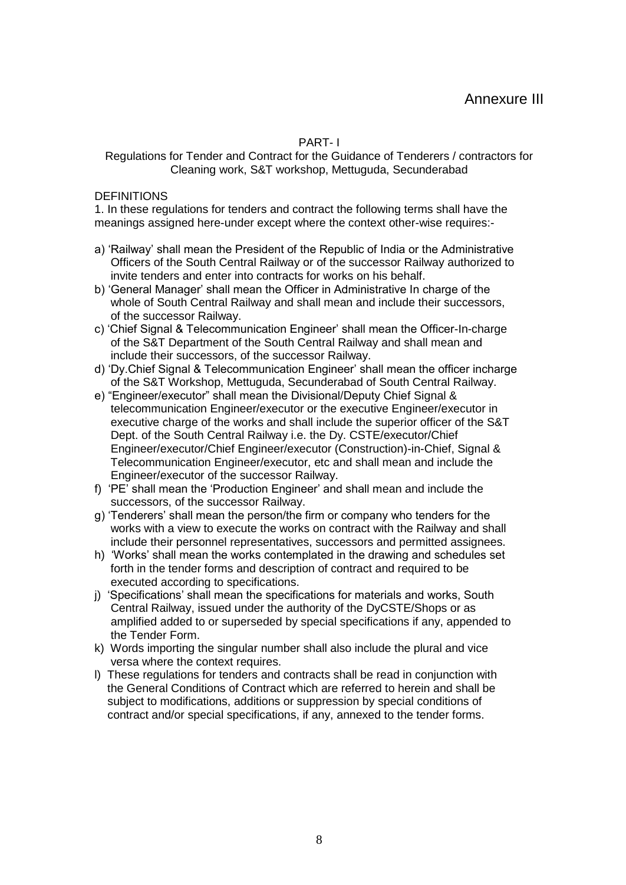Annexure III

## PART- I

### Regulations for Tender and Contract for the Guidance of Tenderers / contractors for Cleaning work, S&T workshop, Mettuguda, Secunderabad

DEFINITIONS

1. In these regulations for tenders and contract the following terms shall have the meanings assigned here-under except where the context other-wise requires:-

a) 'Railway' shall mean the President of the Republic of India or the Administrative Officers of the South Central Railway or of the successor Railway authorized to invite tenders and enter into contracts for works on his behalf.
b) 'General Manager' shall mean the Officer in Administrative In charge of the whole of South Central Railway and shall mean and include their successors, of the successor Railway.
c) 'Chief Signal & Telecommunication Engineer' shall mean the Officer-In-charge of the S&T Department of the South Central Railway and shall mean and include their successors, of the successor Railway.
d) 'Dy.Chief Signal & Telecommunication Engineer' shall mean the officer incharge of the S&T Workshop, Mettuguda, Secunderabad of South Central Railway.
e) "Engineer/executor" shall mean the Divisional/Deputy Chief Signal & telecommunication Engineer/executor or the executive Engineer/executor in executive charge of the works and shall include the superior officer of the S&T Dept. of the South Central Railway i.e. the Dy. CSTE/executor/Chief Engineer/executor/Chief Engineer/executor (Construction)-in-Chief, Signal & Telecommunication Engineer/executor, etc and shall mean and include the Engineer/executor of the successor Railway.
f) 'PE' shall mean the 'Production Engineer' and shall mean and include the successors, of the successor Railway.
g) 'Tenderers' shall mean the person/the firm or company who tenders for the works with a view to execute the works on contract with the Railway and shall include their personnel representatives, successors and permitted assignees.
h) 'Works' shall mean the works contemplated in the drawing and schedules set forth in the tender forms and description of contract and required to be executed according to specifications.
j) 'Specifications' shall mean the specifications for materials and works, South Central Railway, issued under the authority of the DyCSTE/Shops or as amplified added to or superseded by special specifications if any, appended to the Tender Form.
k) Words importing the singular number shall also include the plural and vice versa where the context requires.
l) These regulations for tenders and contracts shall be read in conjunction with the General Conditions of Contract which are referred to herein and shall be subject to modifications, additions or suppression by special conditions of contract and/or special specifications, if any, annexed to the tender forms.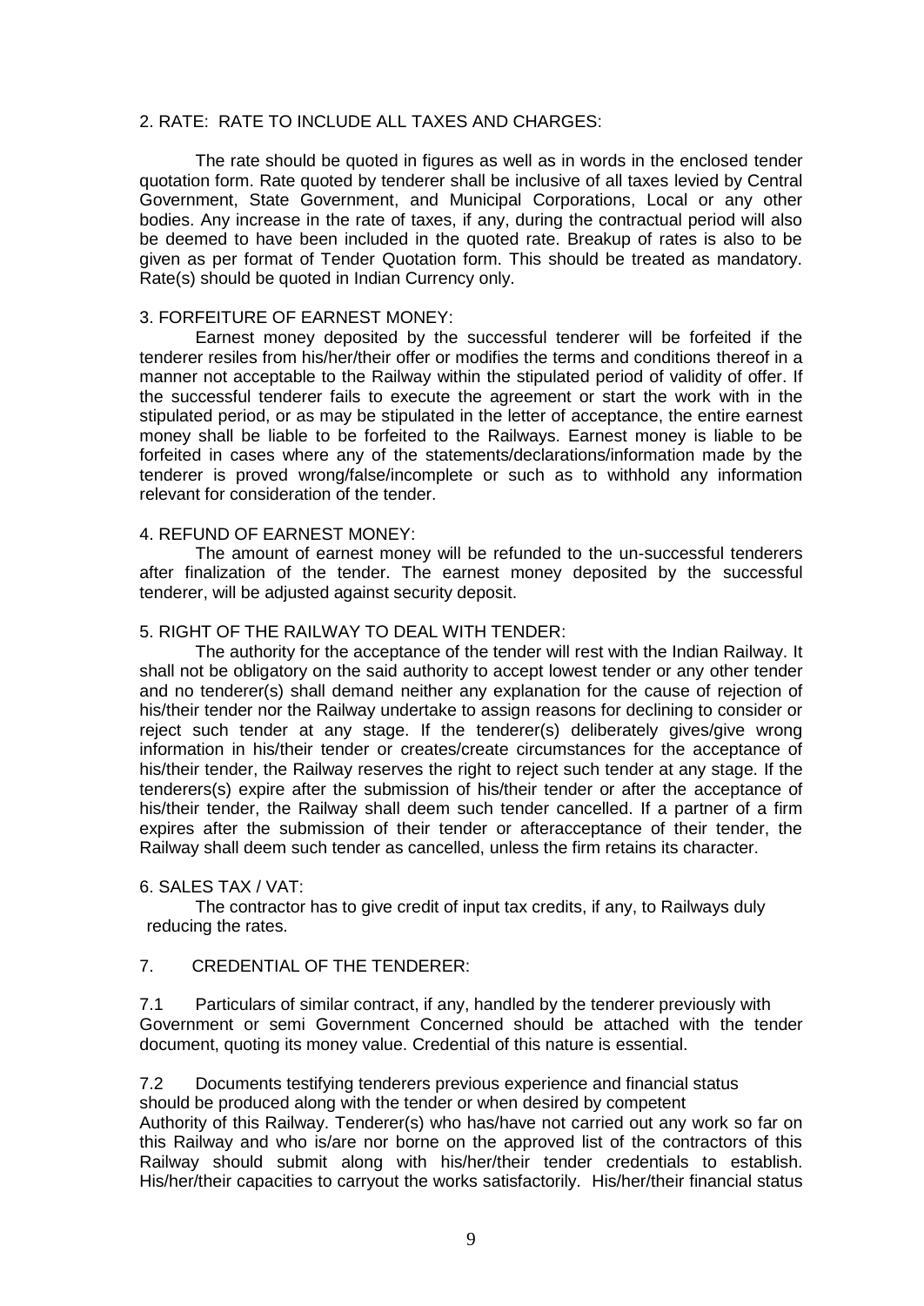## 2. RATE: RATE TO INCLUDE ALL TAXES AND CHARGES:

The rate should be quoted in figures as well as in words in the enclosed tender quotation form. Rate quoted by tenderer shall be inclusive of all taxes levied by Central Government, State Government, and Municipal Corporations, Local or any other bodies. Any increase in the rate of taxes, if any, during the contractual period will also be deemed to have been included in the quoted rate. Breakup of rates is also to be given as per format of Tender Quotation form. This should be treated as mandatory. Rate(s) should be quoted in Indian Currency only.

## 3. FORFEITURE OF EARNEST MONEY:

Earnest money deposited by the successful tenderer will be forfeited if the tenderer resiles from his/her/their offer or modifies the terms and conditions thereof in a manner not acceptable to the Railway within the stipulated period of validity of offer. If the successful tenderer fails to execute the agreement or start the work with in the stipulated period, or as may be stipulated in the letter of acceptance, the entire earnest money shall be liable to be forfeited to the Railways. Earnest money is liable to be forfeited in cases where any of the statements/declarations/information made by the tenderer is proved wrong/false/incomplete or such as to withhold any information relevant for consideration of the tender.

## 4. REFUND OF EARNEST MONEY:

The amount of earnest money will be refunded to the un-successful tenderers after finalization of the tender. The earnest money deposited by the successful tenderer, will be adjusted against security deposit.

## 5. RIGHT OF THE RAILWAY TO DEAL WITH TENDER:

The authority for the acceptance of the tender will rest with the Indian Railway. It shall not be obligatory on the said authority to accept lowest tender or any other tender and no tenderer(s) shall demand neither any explanation for the cause of rejection of his/their tender nor the Railway undertake to assign reasons for declining to consider or reject such tender at any stage. If the tenderer(s) deliberately gives/give wrong information in his/their tender or creates/create circumstances for the acceptance of his/their tender, the Railway reserves the right to reject such tender at any stage. If the tenderers(s) expire after the submission of his/their tender or after the acceptance of his/their tender, the Railway shall deem such tender cancelled. If a partner of a firm expires after the submission of their tender or afteracceptance of their tender, the Railway shall deem such tender as cancelled, unless the firm retains its character.

## 6. SALES TAX / VAT:

The contractor has to give credit of input tax credits, if any, to Railways duly reducing the rates.

## 7. CREDENTIAL OF THE TENDERER:

7.1 Particulars of similar contract, if any, handled by the tenderer previously with Government or semi Government Concerned should be attached with the tender document, quoting its money value. Credential of this nature is essential.

7.2 Documents testifying tenderers previous experience and financial status should be produced along with the tender or when desired by competent Authority of this Railway. Tenderer(s) who has/have not carried out any work so far on this Railway and who is/are nor borne on the approved list of the contractors of this Railway should submit along with his/her/their tender credentials to establish. His/her/their capacities to carryout the works satisfactorily. His/her/their financial status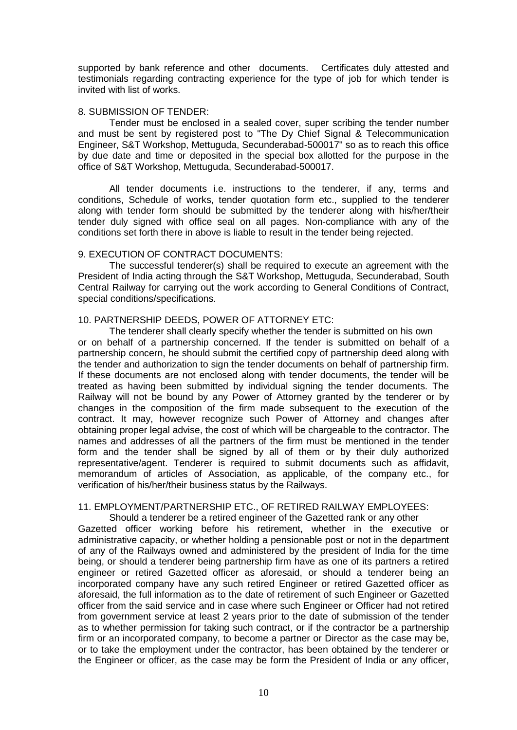supported by bank reference and other documents. Certificates duly attested and testimonials regarding contracting experience for the type of job for which tender is invited with list of works.

8. SUBMISSION OF TENDER:

Tender must be enclosed in a sealed cover, super scribing the tender number and must be sent by registered post to "The Dy Chief Signal & Telecommunication Engineer, S&T Workshop, Mettuguda, Secunderabad-500017" so as to reach this office by due date and time or deposited in the special box allotted for the purpose in the office of S&T Workshop, Mettuguda, Secunderabad-500017.

All tender documents i.e. instructions to the tenderer, if any, terms and conditions, Schedule of works, tender quotation form etc., supplied to the tenderer along with tender form should be submitted by the tenderer along with his/her/their tender duly signed with office seal on all pages. Non-compliance with any of the conditions set forth there in above is liable to result in the tender being rejected.

9. EXECUTION OF CONTRACT DOCUMENTS:

The successful tenderer(s) shall be required to execute an agreement with the President of India acting through the S&T Workshop, Mettuguda, Secunderabad, South Central Railway for carrying out the work according to General Conditions of Contract, special conditions/specifications.

10. PARTNERSHIP DEEDS, POWER OF ATTORNEY ETC:

The tenderer shall clearly specify whether the tender is submitted on his own or on behalf of a partnership concerned. If the tender is submitted on behalf of a partnership concern, he should submit the certified copy of partnership deed along with the tender and authorization to sign the tender documents on behalf of partnership firm. If these documents are not enclosed along with tender documents, the tender will be treated as having been submitted by individual signing the tender documents. The Railway will not be bound by any Power of Attorney granted by the tenderer or by changes in the composition of the firm made subsequent to the execution of the contract. It may, however recognize such Power of Attorney and changes after obtaining proper legal advise, the cost of which will be chargeable to the contractor. The names and addresses of all the partners of the firm must be mentioned in the tender form and the tender shall be signed by all of them or by their duly authorized representative/agent. Tenderer is required to submit documents such as affidavit, memorandum of articles of Association, as applicable, of the company etc., for verification of his/her/their business status by the Railways.

11. EMPLOYMENT/PARTNERSHIP ETC., OF RETIRED RAILWAY EMPLOYEES:

Should a tenderer be a retired engineer of the Gazetted rank or any other Gazetted officer working before his retirement, whether in the executive or administrative capacity, or whether holding a pensionable post or not in the department of any of the Railways owned and administered by the president of India for the time being, or should a tenderer being partnership firm have as one of its partners a retired engineer or retired Gazetted officer as aforesaid, or should a tenderer being an incorporated company have any such retired Engineer or retired Gazetted officer as aforesaid, the full information as to the date of retirement of such Engineer or Gazetted officer from the said service and in case where such Engineer or Officer had not retired from government service at least 2 years prior to the date of submission of the tender as to whether permission for taking such contract, or if the contractor be a partnership firm or an incorporated company, to become a partner or Director as the case may be, or to take the employment under the contractor, has been obtained by the tenderer or the Engineer or officer, as the case may be form the President of India or any officer,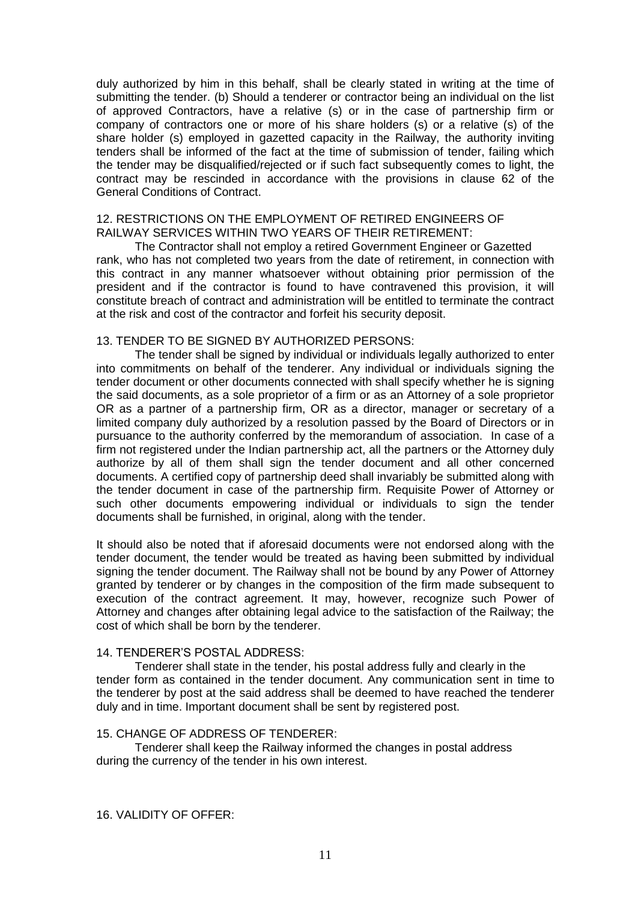duly authorized by him in this behalf, shall be clearly stated in writing at the time of submitting the tender. (b) Should a tenderer or contractor being an individual on the list of approved Contractors, have a relative (s) or in the case of partnership firm or company of contractors one or more of his share holders (s) or a relative (s) of the share holder (s) employed in gazetted capacity in the Railway, the authority inviting tenders shall be informed of the fact at the time of submission of tender, failing which the tender may be disqualified/rejected or if such fact subsequently comes to light, the contract may be rescinded in accordance with the provisions in clause 62 of the General Conditions of Contract.

12. RESTRICTIONS ON THE EMPLOYMENT OF RETIRED ENGINEERS OF RAILWAY SERVICES WITHIN TWO YEARS OF THEIR RETIREMENT:

The Contractor shall not employ a retired Government Engineer or Gazetted rank, who has not completed two years from the date of retirement, in connection with this contract in any manner whatsoever without obtaining prior permission of the president and if the contractor is found to have contravened this provision, it will constitute breach of contract and administration will be entitled to terminate the contract at the risk and cost of the contractor and forfeit his security deposit.

13. TENDER TO BE SIGNED BY AUTHORIZED PERSONS:

The tender shall be signed by individual or individuals legally authorized to enter into commitments on behalf of the tenderer. Any individual or individuals signing the tender document or other documents connected with shall specify whether he is signing the said documents, as a sole proprietor of a firm or as an Attorney of a sole proprietor OR as a partner of a partnership firm, OR as a director, manager or secretary of a limited company duly authorized by a resolution passed by the Board of Directors or in pursuance to the authority conferred by the memorandum of association. In case of a firm not registered under the Indian partnership act, all the partners or the Attorney duly authorize by all of them shall sign the tender document and all other concerned documents. A certified copy of partnership deed shall invariably be submitted along with the tender document in case of the partnership firm. Requisite Power of Attorney or such other documents empowering individual or individuals to sign the tender documents shall be furnished, in original, along with the tender.

It should also be noted that if aforesaid documents were not endorsed along with the tender document, the tender would be treated as having been submitted by individual signing the tender document. The Railway shall not be bound by any Power of Attorney granted by tenderer or by changes in the composition of the firm made subsequent to execution of the contract agreement. It may, however, recognize such Power of Attorney and changes after obtaining legal advice to the satisfaction of the Railway; the cost of which shall be born by the tenderer.

14. TENDERER'S POSTAL ADDRESS:

Tenderer shall state in the tender, his postal address fully and clearly in the tender form as contained in the tender document. Any communication sent in time to the tenderer by post at the said address shall be deemed to have reached the tenderer duly and in time. Important document shall be sent by registered post.

15. CHANGE OF ADDRESS OF TENDERER:

Tenderer shall keep the Railway informed the changes in postal address during the currency of the tender in his own interest.

16. VALIDITY OF OFFER: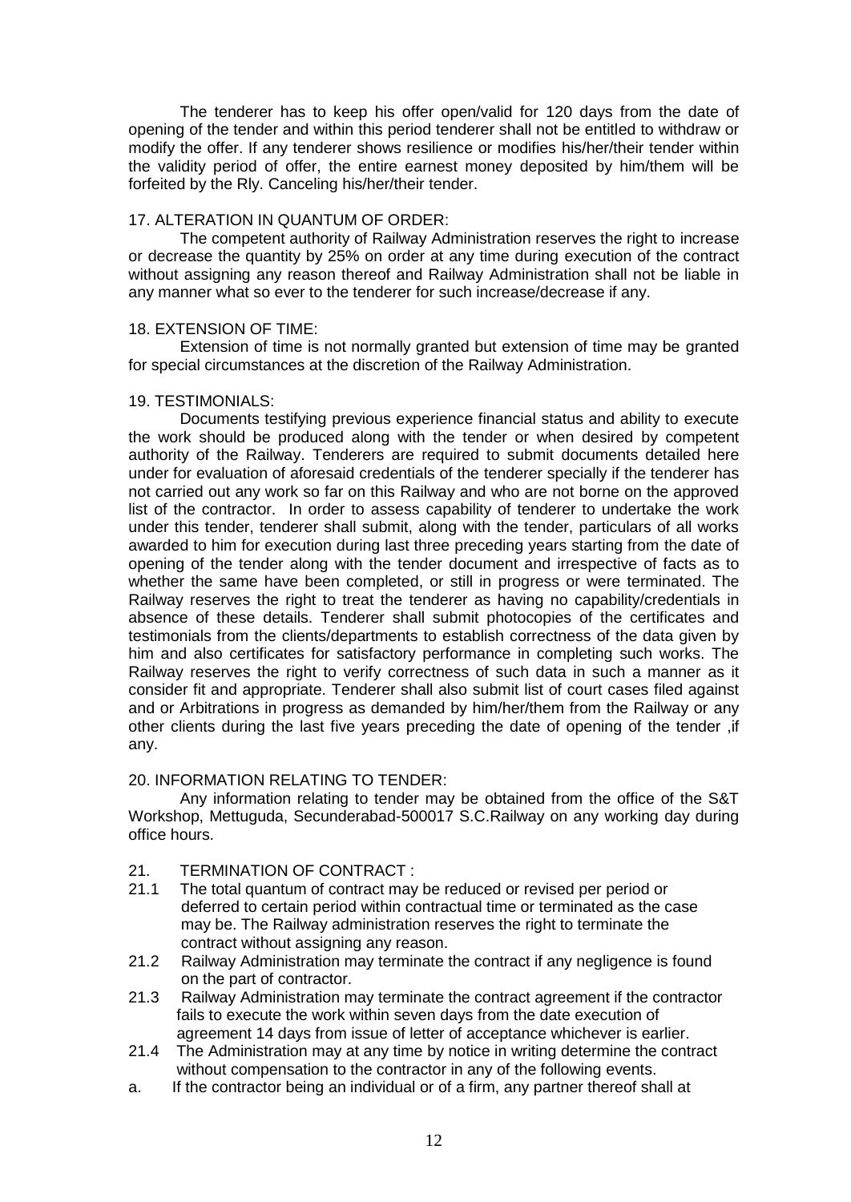The tenderer has to keep his offer open/valid for 120 days from the date of opening of the tender and within this period tenderer shall not be entitled to withdraw or modify the offer. If any tenderer shows resilience or modifies his/her/their tender within the validity period of offer, the entire earnest money deposited by him/them will be forfeited by the Rly. Canceling his/her/their tender.

17. ALTERATION IN QUANTUM OF ORDER:

The competent authority of Railway Administration reserves the right to increase or decrease the quantity by 25% on order at any time during execution of the contract without assigning any reason thereof and Railway Administration shall not be liable in any manner what so ever to the tenderer for such increase/decrease if any.

18. EXTENSION OF TIME:

Extension of time is not normally granted but extension of time may be granted for special circumstances at the discretion of the Railway Administration.

19. TESTIMONIALS:

Documents testifying previous experience financial status and ability to execute the work should be produced along with the tender or when desired by competent authority of the Railway. Tenderers are required to submit documents detailed here under for evaluation of aforesaid credentials of the tenderer specially if the tenderer has not carried out any work so far on this Railway and who are not borne on the approved list of the contractor. In order to assess capability of tenderer to undertake the work under this tender, tenderer shall submit, along with the tender, particulars of all works awarded to him for execution during last three preceding years starting from the date of opening of the tender along with the tender document and irrespective of facts as to whether the same have been completed, or still in progress or were terminated. The Railway reserves the right to treat the tenderer as having no capability/credentials in absence of these details. Tenderer shall submit photocopies of the certificates and testimonials from the clients/departments to establish correctness of the data given by him and also certificates for satisfactory performance in completing such works. The Railway reserves the right to verify correctness of such data in such a manner as it consider fit and appropriate. Tenderer shall also submit list of court cases filed against and or Arbitrations in progress as demanded by him/her/them from the Railway or any other clients during the last five years preceding the date of opening of the tender ,if any.

20. INFORMATION RELATING TO TENDER:

Any information relating to tender may be obtained from the office of the S&T Workshop, Mettuguda, Secunderabad-500017 S.C.Railway on any working day during office hours.

21. TERMINATION OF CONTRACT :

21.1 The total quantum of contract may be reduced or revised per period or deferred to certain period within contractual time or terminated as the case may be. The Railway administration reserves the right to terminate the contract without assigning any reason.

21.2 Railway Administration may terminate the contract if any negligence is found on the part of contractor.

21.3 Railway Administration may terminate the contract agreement if the contractor fails to execute the work within seven days from the date execution of agreement 14 days from issue of letter of acceptance whichever is earlier.

21.4 The Administration may at any time by notice in writing determine the contract without compensation to the contractor in any of the following events.

a. If the contractor being an individual or of a firm, any partner thereof shall at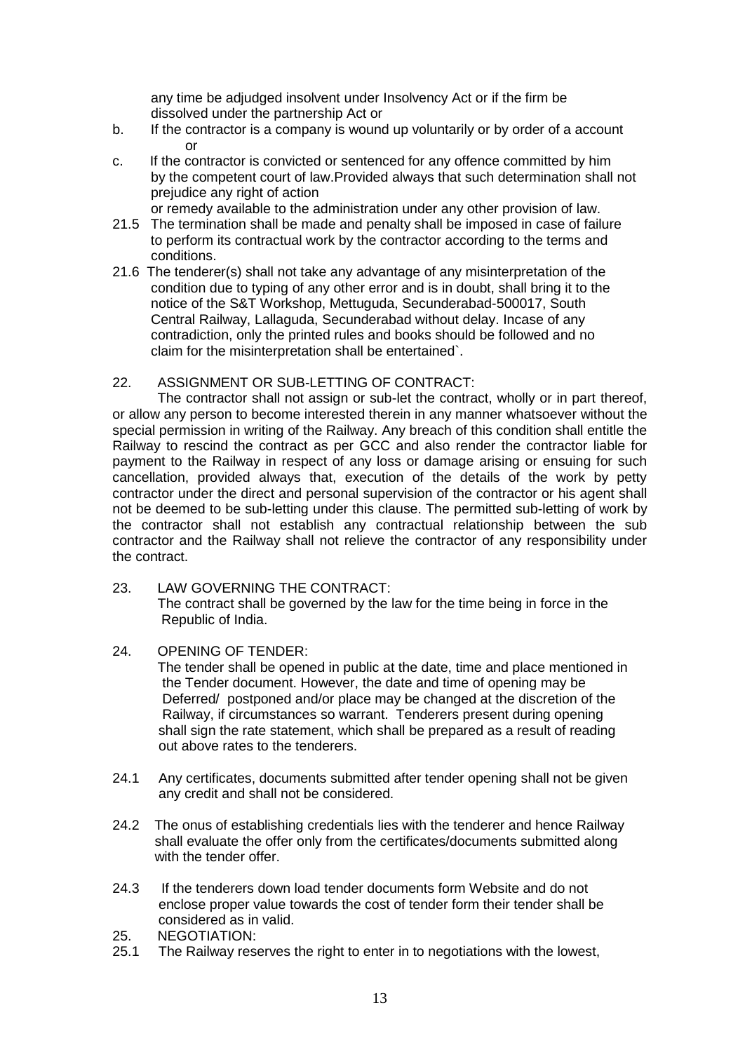any time be adjudged insolvent under Insolvency Act or if the firm be dissolved under the partnership Act or

b. If the contractor is a company is wound up voluntarily or by order of a account or

c. If the contractor is convicted or sentenced for any offence committed by him by the competent court of law.Provided always that such determination shall not prejudice any right of action or remedy available to the administration under any other provision of law.

21.5 The termination shall be made and penalty shall be imposed in case of failure to perform its contractual work by the contractor according to the terms and conditions.

21.6 The tenderer(s) shall not take any advantage of any misinterpretation of the condition due to typing of any other error and is in doubt, shall bring it to the notice of the S&T Workshop, Mettuguda, Secunderabad-500017, South Central Railway, Lallaguda, Secunderabad without delay. Incase of any contradiction, only the printed rules and books should be followed and no claim for the misinterpretation shall be entertained`.

22. ASSIGNMENT OR SUB-LETTING OF CONTRACT:

The contractor shall not assign or sub-let the contract, wholly or in part thereof, or allow any person to become interested therein in any manner whatsoever without the special permission in writing of the Railway. Any breach of this condition shall entitle the Railway to rescind the contract as per GCC and also render the contractor liable for payment to the Railway in respect of any loss or damage arising or ensuing for such cancellation, provided always that, execution of the details of the work by petty contractor under the direct and personal supervision of the contractor or his agent shall not be deemed to be sub-letting under this clause. The permitted sub-letting of work by the contractor shall not establish any contractual relationship between the sub contractor and the Railway shall not relieve the contractor of any responsibility under the contract.

23. LAW GOVERNING THE CONTRACT:

The contract shall be governed by the law for the time being in force in the Republic of India.

24. OPENING OF TENDER:

The tender shall be opened in public at the date, time and place mentioned in the Tender document. However, the date and time of opening may be Deferred/ postponed and/or place may be changed at the discretion of the Railway, if circumstances so warrant. Tenderers present during opening shall sign the rate statement, which shall be prepared as a result of reading out above rates to the tenderers.

24.1 Any certificates, documents submitted after tender opening shall not be given any credit and shall not be considered.

24.2 The onus of establishing credentials lies with the tenderer and hence Railway shall evaluate the offer only from the certificates/documents submitted along with the tender offer.

24.3 If the tenderers down load tender documents form Website and do not enclose proper value towards the cost of tender form their tender shall be considered as in valid.

25. NEGOTIATION:

25.1 The Railway reserves the right to enter in to negotiations with the lowest,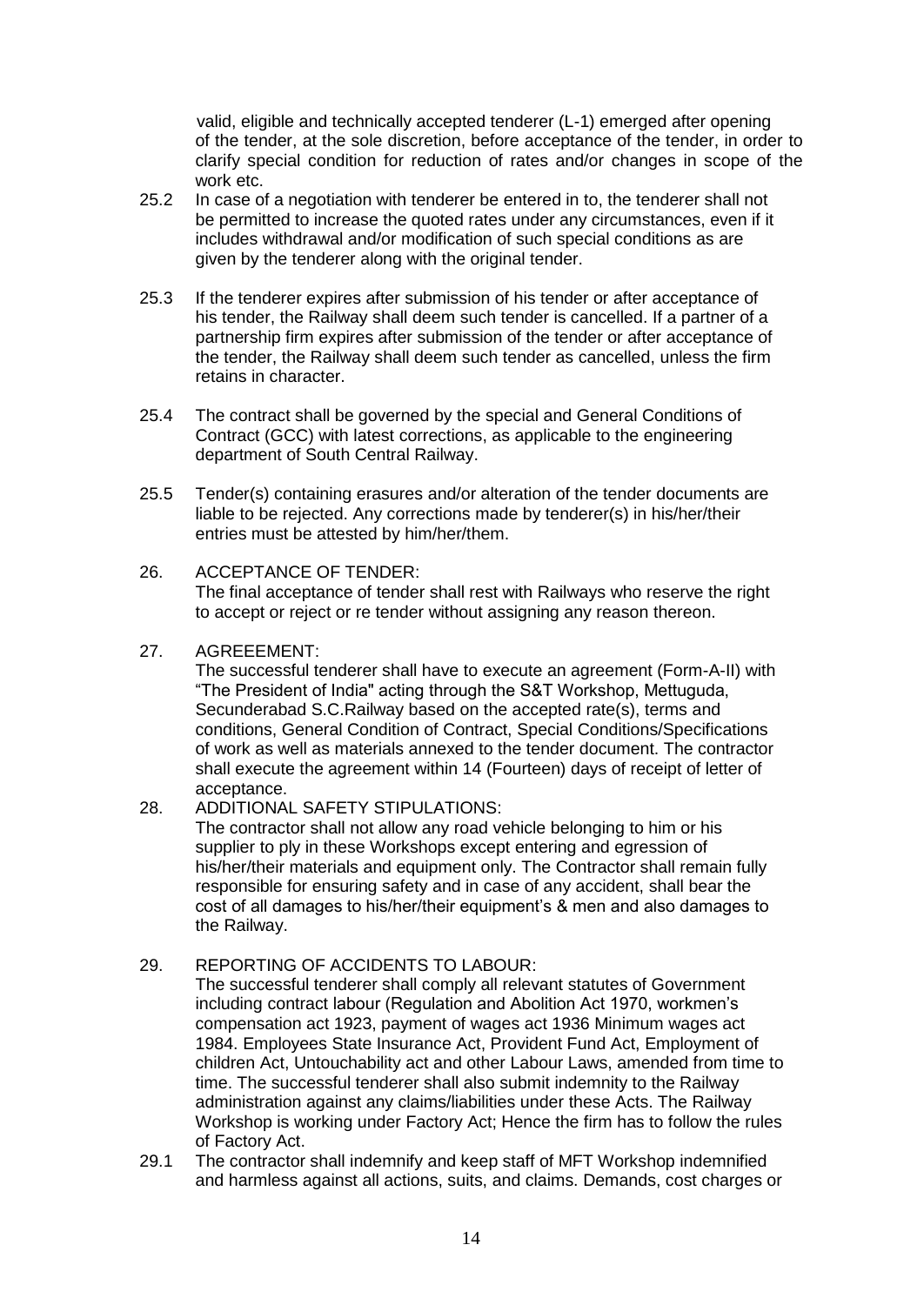valid, eligible and technically accepted tenderer (L-1) emerged after opening of the tender, at the sole discretion, before acceptance of the tender, in order to clarify special condition for reduction of rates and/or changes in scope of the work etc.

25.2 In case of a negotiation with tenderer be entered in to, the tenderer shall not be permitted to increase the quoted rates under any circumstances, even if it includes withdrawal and/or modification of such special conditions as are given by the tenderer along with the original tender.

25.3 If the tenderer expires after submission of his tender or after acceptance of his tender, the Railway shall deem such tender is cancelled. If a partner of a partnership firm expires after submission of the tender or after acceptance of the tender, the Railway shall deem such tender as cancelled, unless the firm retains in character.

25.4 The contract shall be governed by the special and General Conditions of Contract (GCC) with latest corrections, as applicable to the engineering department of South Central Railway.

25.5 Tender(s) containing erasures and/or alteration of the tender documents are liable to be rejected. Any corrections made by tenderer(s) in his/her/their entries must be attested by him/her/them.

26. ACCEPTANCE OF TENDER:
The final acceptance of tender shall rest with Railways who reserve the right to accept or reject or re tender without assigning any reason thereon.

27. AGREEEMENT:
The successful tenderer shall have to execute an agreement (Form-A-II) with "The President of India" acting through the S&T Workshop, Mettuguda, Secunderabad S.C.Railway based on the accepted rate(s), terms and conditions, General Condition of Contract, Special Conditions/Specifications of work as well as materials annexed to the tender document. The contractor shall execute the agreement within 14 (Fourteen) days of receipt of letter of acceptance.

28. ADDITIONAL SAFETY STIPULATIONS:
The contractor shall not allow any road vehicle belonging to him or his supplier to ply in these Workshops except entering and egression of his/her/their materials and equipment only. The Contractor shall remain fully responsible for ensuring safety and in case of any accident, shall bear the cost of all damages to his/her/their equipment's & men and also damages to the Railway.

29. REPORTING OF ACCIDENTS TO LABOUR:
The successful tenderer shall comply all relevant statutes of Government including contract labour (Regulation and Abolition Act 1970, workmen's compensation act 1923, payment of wages act 1936 Minimum wages act 1984. Employees State Insurance Act, Provident Fund Act, Employment of children Act, Untouchability act and other Labour Laws, amended from time to time. The successful tenderer shall also submit indemnity to the Railway administration against any claims/liabilities under these Acts. The Railway Workshop is working under Factory Act; Hence the firm has to follow the rules of Factory Act.

29.1 The contractor shall indemnify and keep staff of MFT Workshop indemnified and harmless against all actions, suits, and claims. Demands, cost charges or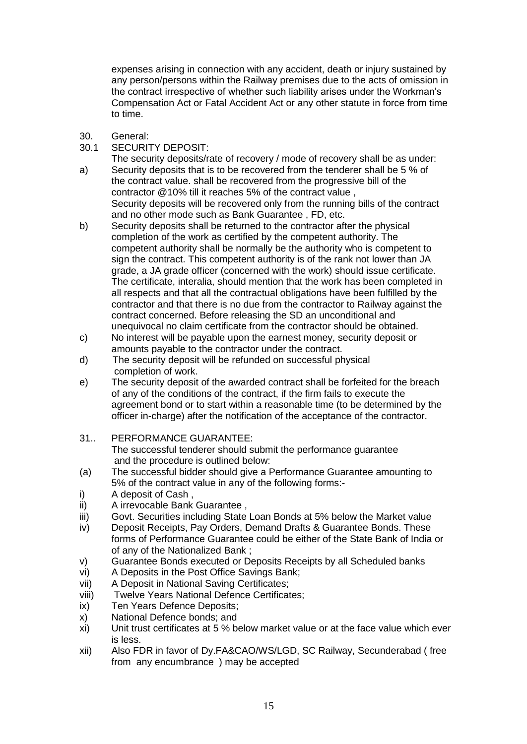expenses arising in connection with any accident, death or injury sustained by any person/persons within the Railway premises due to the acts of omission in the contract irrespective of whether such liability arises under the Workman's Compensation Act or Fatal Accident Act or any other statute in force from time to time.

30. General:

30.1 SECURITY DEPOSIT:

The security deposits/rate of recovery / mode of recovery shall be as under:

a) Security deposits that is to be recovered from the tenderer shall be 5 % of the contract value. shall be recovered from the progressive bill of the contractor @10% till it reaches 5% of the contract value ,
Security deposits will be recovered only from the running bills of the contract and no other mode such as Bank Guarantee , FD, etc.

b) Security deposits shall be returned to the contractor after the physical completion of the work as certified by the competent authority. The competent authority shall be normally be the authority who is competent to sign the contract. This competent authority is of the rank not lower than JA grade, a JA grade officer (concerned with the work) should issue certificate. The certificate, interalia, should mention that the work has been completed in all respects and that all the contractual obligations have been fulfilled by the contractor and that there is no due from the contractor to Railway against the contract concerned. Before releasing the SD an unconditional and unequivocal no claim certificate from the contractor should be obtained.

c) No interest will be payable upon the earnest money, security deposit or amounts payable to the contractor under the contract.

d) The security deposit will be refunded on successful physical completion of work.

e) The security deposit of the awarded contract shall be forfeited for the breach of any of the conditions of the contract, if the firm fails to execute the agreement bond or to start within a reasonable time (to be determined by the officer in-charge) after the notification of the acceptance of the contractor.

31.. PERFORMANCE GUARANTEE:

The successful tenderer should submit the performance guarantee and the procedure is outlined below:

(a) The successful bidder should give a Performance Guarantee amounting to 5% of the contract value in any of the following forms:-

i) A deposit of Cash ,

ii) A irrevocable Bank Guarantee ,

iii) Govt. Securities including State Loan Bonds at 5% below the Market value

iv) Deposit Receipts, Pay Orders, Demand Drafts & Guarantee Bonds. These forms of Performance Guarantee could be either of the State Bank of India or of any of the Nationalized Bank ;

v) Guarantee Bonds executed or Deposits Receipts by all Scheduled banks

vi) A Deposits in the Post Office Savings Bank;

vii) A Deposit in National Saving Certificates;

viii) Twelve Years National Defence Certificates;

ix) Ten Years Defence Deposits;

x) National Defence bonds; and

xi) Unit trust certificates at 5 % below market value or at the face value which ever is less.

xii) Also FDR in favor of Dy.FA&CAO/WS/LGD, SC Railway, Secunderabad ( free from any encumbrance ) may be accepted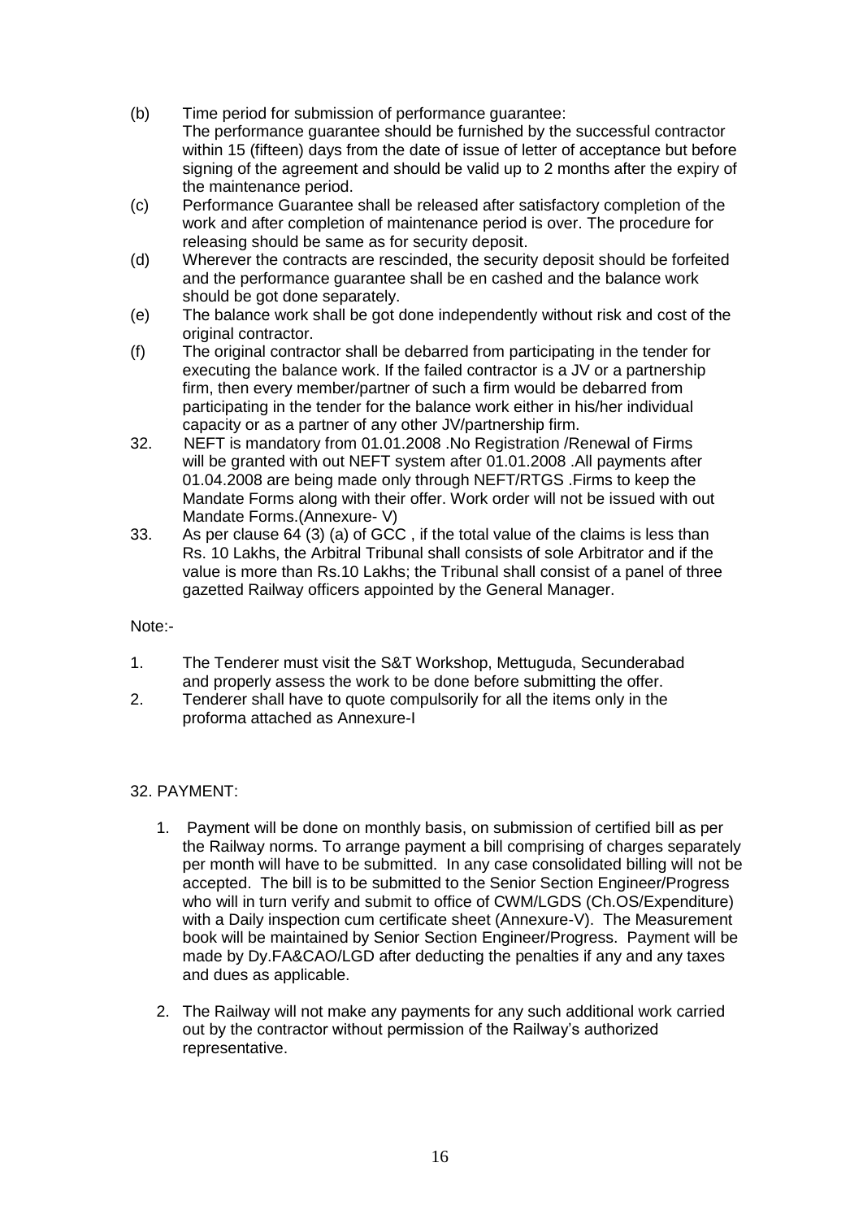(b) Time period for submission of performance guarantee:
The performance guarantee should be furnished by the successful contractor within 15 (fifteen) days from the date of issue of letter of acceptance but before signing of the agreement and should be valid up to 2 months after the expiry of the maintenance period.

(c) Performance Guarantee shall be released after satisfactory completion of the work and after completion of maintenance period is over. The procedure for releasing should be same as for security deposit.

(d) Wherever the contracts are rescinded, the security deposit should be forfeited and the performance guarantee shall be en cashed and the balance work should be got done separately.

(e) The balance work shall be got done independently without risk and cost of the original contractor.

(f) The original contractor shall be debarred from participating in the tender for executing the balance work. If the failed contractor is a JV or a partnership firm, then every member/partner of such a firm would be debarred from participating in the tender for the balance work either in his/her individual capacity or as a partner of any other JV/partnership firm.

32. NEFT is mandatory from 01.01.2008 .No Registration /Renewal of Firms will be granted with out NEFT system after 01.01.2008 .All payments after 01.04.2008 are being made only through NEFT/RTGS .Firms to keep the Mandate Forms along with their offer. Work order will not be issued with out Mandate Forms.(Annexure- V)

33. As per clause 64 (3) (a) of GCC , if the total value of the claims is less than Rs. 10 Lakhs, the Arbitral Tribunal shall consists of sole Arbitrator and if the value is more than Rs.10 Lakhs; the Tribunal shall consist of a panel of three gazetted Railway officers appointed by the General Manager.

Note:-

1. The Tenderer must visit the S&T Workshop, Mettuguda, Secunderabad and properly assess the work to be done before submitting the offer.
2. Tenderer shall have to quote compulsorily for all the items only in the proforma attached as Annexure-I

32. PAYMENT:

1. Payment will be done on monthly basis, on submission of certified bill as per the Railway norms. To arrange payment a bill comprising of charges separately per month will have to be submitted. In any case consolidated billing will not be accepted. The bill is to be submitted to the Senior Section Engineer/Progress who will in turn verify and submit to office of CWM/LGDS (Ch.OS/Expenditure) with a Daily inspection cum certificate sheet (Annexure-V). The Measurement book will be maintained by Senior Section Engineer/Progress. Payment will be made by Dy.FA&CAO/LGD after deducting the penalties if any and any taxes and dues as applicable.

2. The Railway will not make any payments for any such additional work carried out by the contractor without permission of the Railway's authorized representative.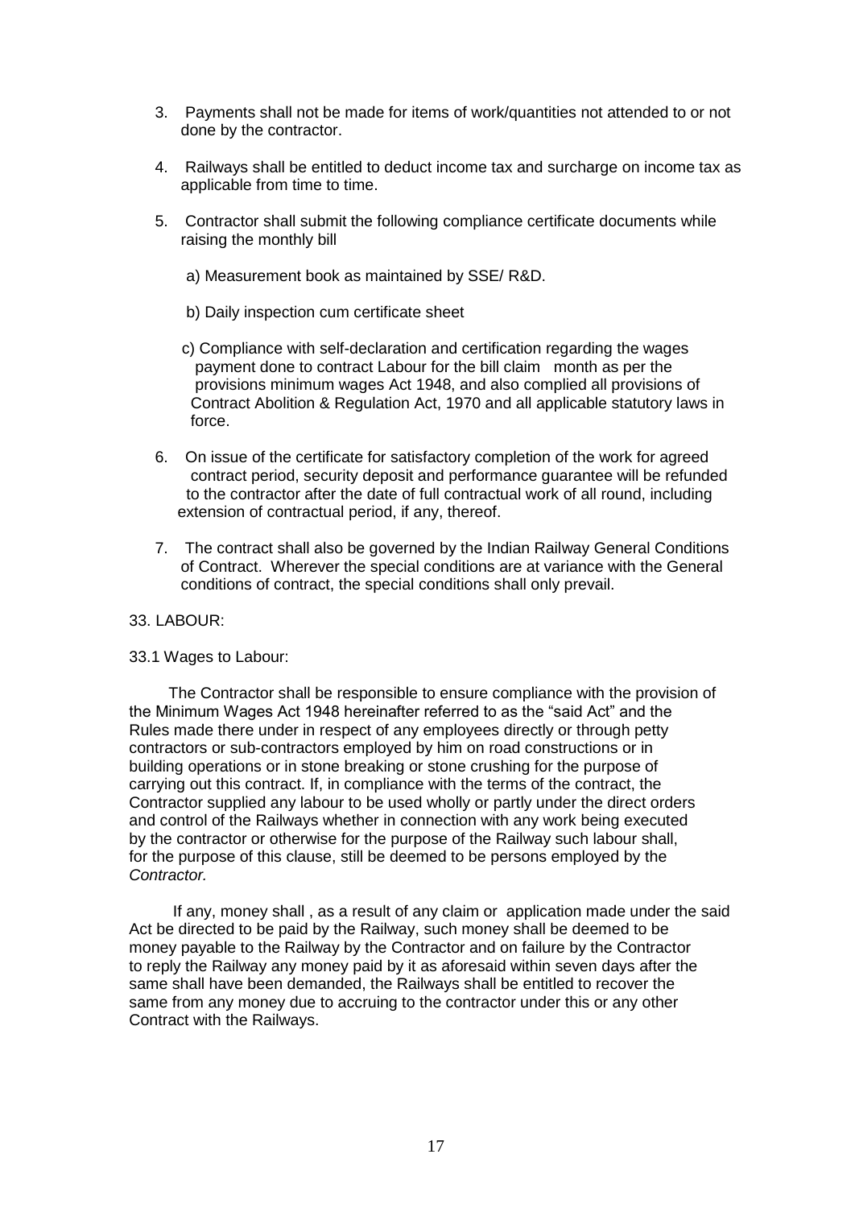3. Payments shall not be made for items of work/quantities not attended to or not done by the contractor.

4. Railways shall be entitled to deduct income tax and surcharge on income tax as applicable from time to time.

5. Contractor shall submit the following compliance certificate documents while raising the monthly bill

   a) Measurement book as maintained by SSE/ R&D.

   b) Daily inspection cum certificate sheet

   c) Compliance with self-declaration and certification regarding the wages payment done to contract Labour for the bill claim month as per the provisions minimum wages Act 1948, and also complied all provisions of Contract Abolition & Regulation Act, 1970 and all applicable statutory laws in force.

6. On issue of the certificate for satisfactory completion of the work for agreed contract period, security deposit and performance guarantee will be refunded to the contractor after the date of full contractual work of all round, including extension of contractual period, if any, thereof.

7. The contract shall also be governed by the Indian Railway General Conditions of Contract. Wherever the special conditions are at variance with the General conditions of contract, the special conditions shall only prevail.

33. LABOUR:

33.1 Wages to Labour:

The Contractor shall be responsible to ensure compliance with the provision of the Minimum Wages Act 1948 hereinafter referred to as the "said Act" and the Rules made there under in respect of any employees directly or through petty contractors or sub-contractors employed by him on road constructions or in building operations or in stone breaking or stone crushing for the purpose of carrying out this contract. If, in compliance with the terms of the contract, the Contractor supplied any labour to be used wholly or partly under the direct orders and control of the Railways whether in connection with any work being executed by the contractor or otherwise for the purpose of the Railway such labour shall, for the purpose of this clause, still be deemed to be persons employed by the *Contractor.*

If any, money shall , as a result of any claim or application made under the said Act be directed to be paid by the Railway, such money shall be deemed to be money payable to the Railway by the Contractor and on failure by the Contractor to reply the Railway any money paid by it as aforesaid within seven days after the same shall have been demanded, the Railways shall be entitled to recover the same from any money due to accruing to the contractor under this or any other Contract with the Railways.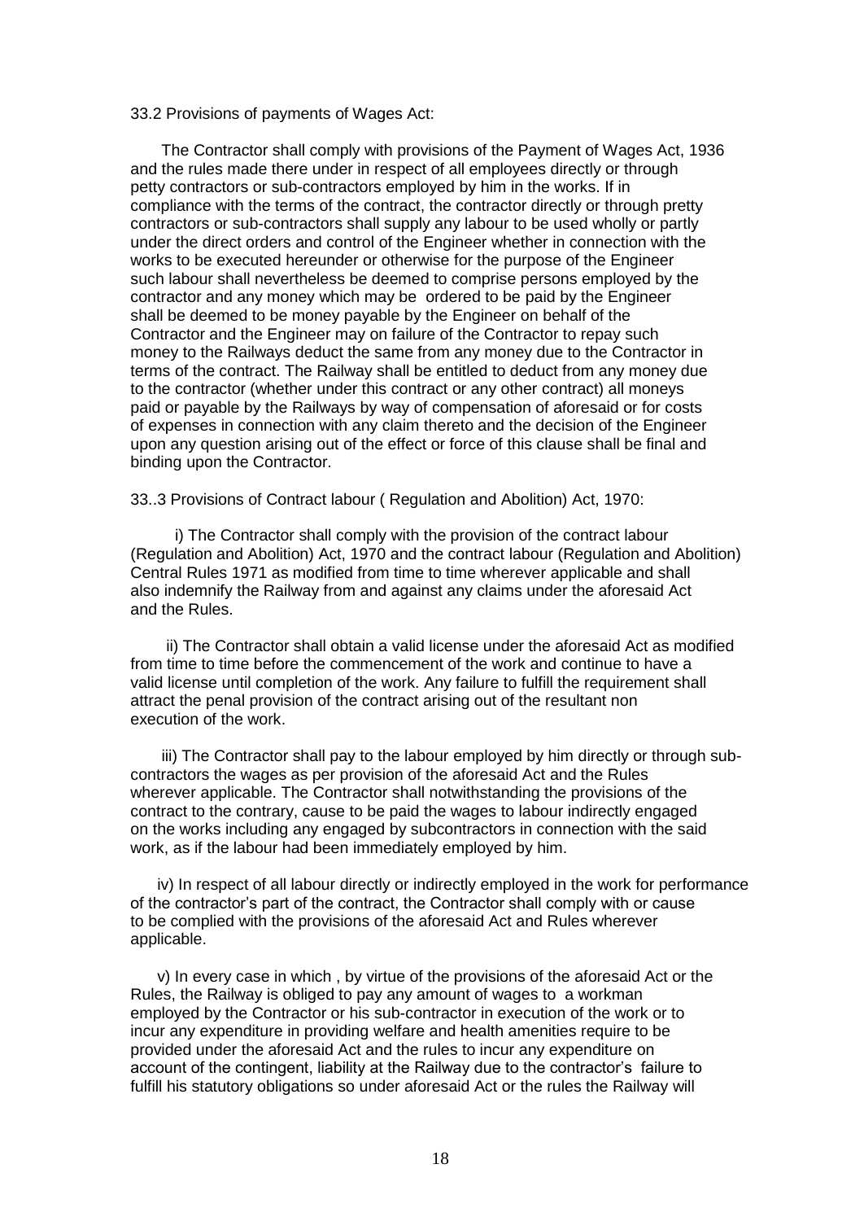33.2 Provisions of payments of Wages Act:

The Contractor shall comply with provisions of the Payment of Wages Act, 1936 and the rules made there under in respect of all employees directly or through petty contractors or sub-contractors employed by him in the works. If in compliance with the terms of the contract, the contractor directly or through pretty contractors or sub-contractors shall supply any labour to be used wholly or partly under the direct orders and control of the Engineer whether in connection with the works to be executed hereunder or otherwise for the purpose of the Engineer such labour shall nevertheless be deemed to comprise persons employed by the contractor and any money which may be ordered to be paid by the Engineer shall be deemed to be money payable by the Engineer on behalf of the Contractor and the Engineer may on failure of the Contractor to repay such money to the Railways deduct the same from any money due to the Contractor in terms of the contract. The Railway shall be entitled to deduct from any money due to the contractor (whether under this contract or any other contract) all moneys paid or payable by the Railways by way of compensation of aforesaid or for costs of expenses in connection with any claim thereto and the decision of the Engineer upon any question arising out of the effect or force of this clause shall be final and binding upon the Contractor.

33..3 Provisions of Contract labour ( Regulation and Abolition) Act, 1970:

i) The Contractor shall comply with the provision of the contract labour (Regulation and Abolition) Act, 1970 and the contract labour (Regulation and Abolition) Central Rules 1971 as modified from time to time wherever applicable and shall also indemnify the Railway from and against any claims under the aforesaid Act and the Rules.

ii) The Contractor shall obtain a valid license under the aforesaid Act as modified from time to time before the commencement of the work and continue to have a valid license until completion of the work. Any failure to fulfill the requirement shall attract the penal provision of the contract arising out of the resultant non execution of the work.

iii) The Contractor shall pay to the labour employed by him directly or through sub-contractors the wages as per provision of the aforesaid Act and the Rules wherever applicable. The Contractor shall notwithstanding the provisions of the contract to the contrary, cause to be paid the wages to labour indirectly engaged on the works including any engaged by subcontractors in connection with the said work, as if the labour had been immediately employed by him.

iv) In respect of all labour directly or indirectly employed in the work for performance of the contractor's part of the contract, the Contractor shall comply with or cause to be complied with the provisions of the aforesaid Act and Rules wherever applicable.

v) In every case in which , by virtue of the provisions of the aforesaid Act or the Rules, the Railway is obliged to pay any amount of wages to a workman employed by the Contractor or his sub-contractor in execution of the work or to incur any expenditure in providing welfare and health amenities require to be provided under the aforesaid Act and the rules to incur any expenditure on account of the contingent, liability at the Railway due to the contractor's failure to fulfill his statutory obligations so under aforesaid Act or the rules the Railway will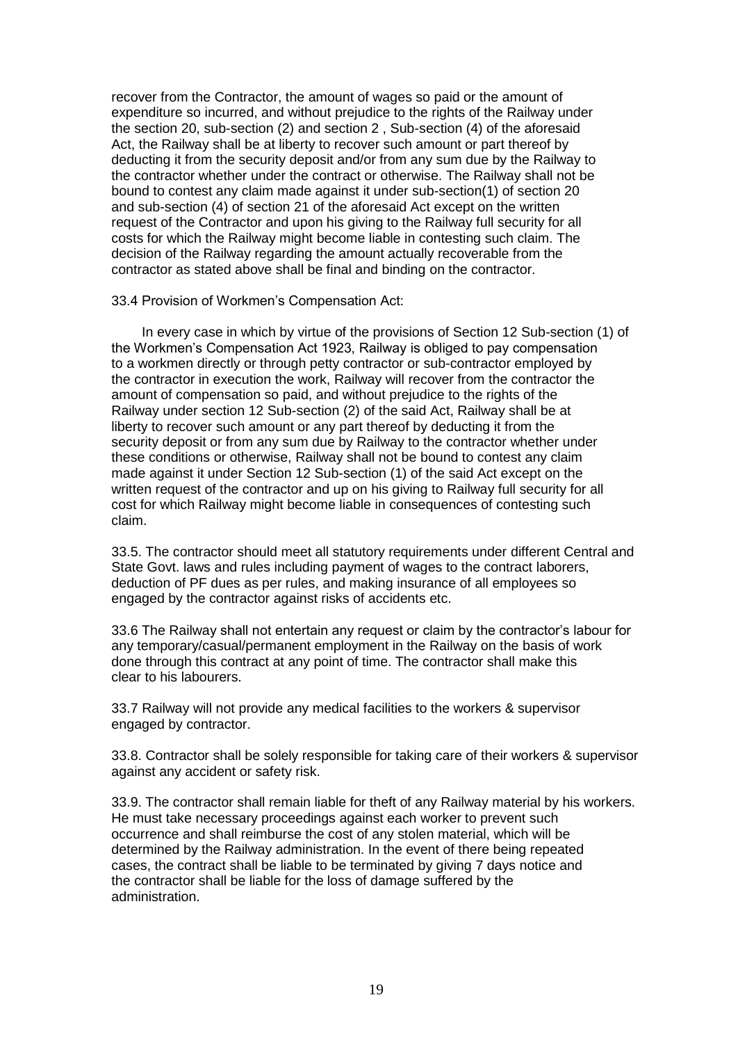recover from the Contractor, the amount of wages so paid or the amount of expenditure so incurred, and without prejudice to the rights of the Railway under the section 20, sub-section (2) and section 2 , Sub-section (4) of the aforesaid Act, the Railway shall be at liberty to recover such amount or part thereof by deducting it from the security deposit and/or from any sum due by the Railway to the contractor whether under the contract or otherwise. The Railway shall not be bound to contest any claim made against it under sub-section(1) of section 20 and sub-section (4) of section 21 of the aforesaid Act except on the written request of the Contractor and upon his giving to the Railway full security for all costs for which the Railway might become liable in contesting such claim. The decision of the Railway regarding the amount actually recoverable from the contractor as stated above shall be final and binding on the contractor.

33.4 Provision of Workmen's Compensation Act:

In every case in which by virtue of the provisions of Section 12 Sub-section (1) of the Workmen's Compensation Act 1923, Railway is obliged to pay compensation to a workmen directly or through petty contractor or sub-contractor employed by the contractor in execution the work, Railway will recover from the contractor the amount of compensation so paid, and without prejudice to the rights of the Railway under section 12 Sub-section (2) of the said Act, Railway shall be at liberty to recover such amount or any part thereof by deducting it from the security deposit or from any sum due by Railway to the contractor whether under these conditions or otherwise, Railway shall not be bound to contest any claim made against it under Section 12 Sub-section (1) of the said Act except on the written request of the contractor and up on his giving to Railway full security for all cost for which Railway might become liable in consequences of contesting such claim.

33.5. The contractor should meet all statutory requirements under different Central and State Govt. laws and rules including payment of wages to the contract laborers, deduction of PF dues as per rules, and making insurance of all employees so engaged by the contractor against risks of accidents etc.

33.6 The Railway shall not entertain any request or claim by the contractor's labour for any temporary/casual/permanent employment in the Railway on the basis of work done through this contract at any point of time. The contractor shall make this clear to his labourers.

33.7 Railway will not provide any medical facilities to the workers & supervisor engaged by contractor.

33.8. Contractor shall be solely responsible for taking care of their workers & supervisor against any accident or safety risk.

33.9. The contractor shall remain liable for theft of any Railway material by his workers. He must take necessary proceedings against each worker to prevent such occurrence and shall reimburse the cost of any stolen material, which will be determined by the Railway administration. In the event of there being repeated cases, the contract shall be liable to be terminated by giving 7 days notice and the contractor shall be liable for the loss of damage suffered by the administration.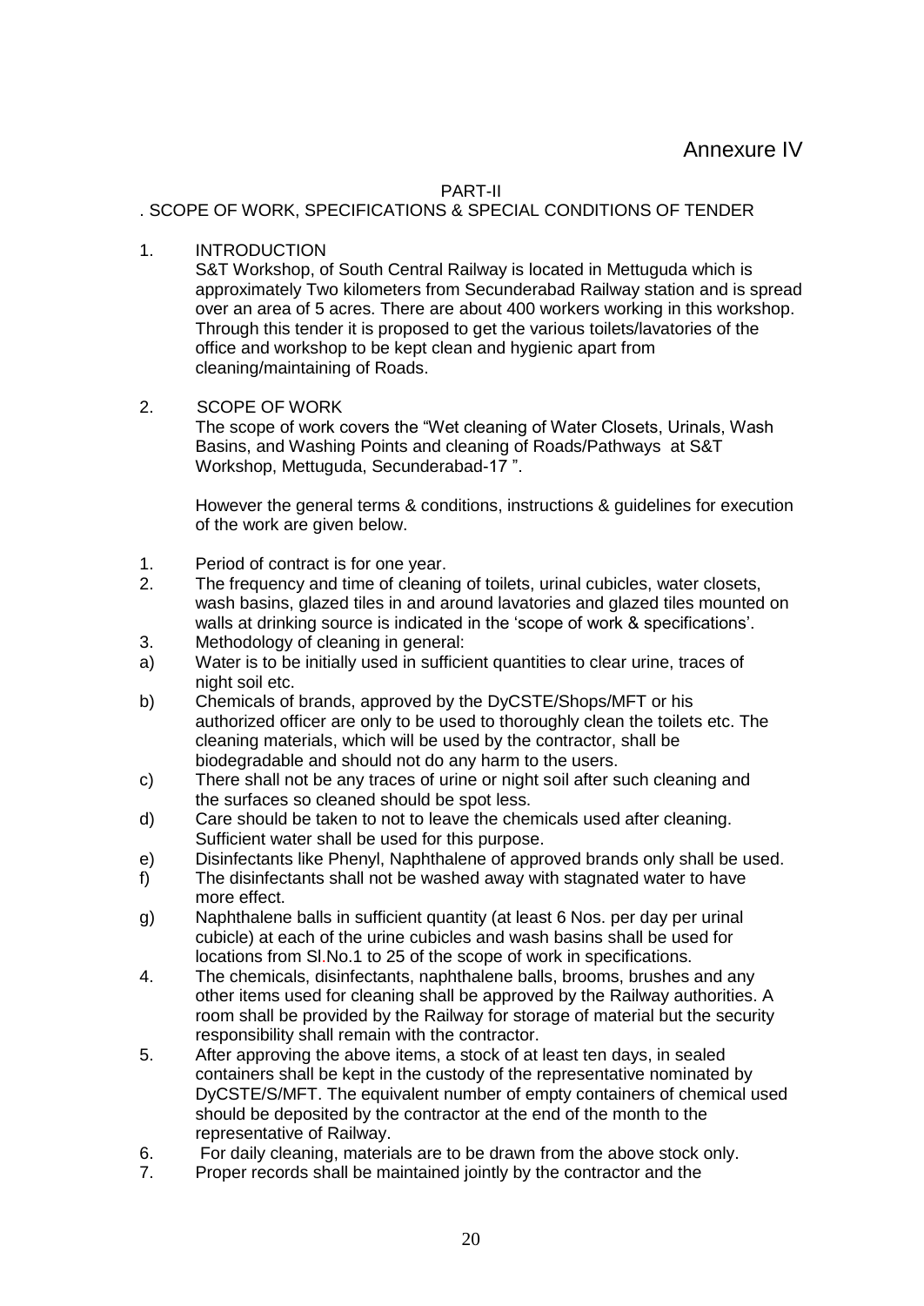Annexure IV

PART-II

. SCOPE OF WORK, SPECIFICATIONS & SPECIAL CONDITIONS OF TENDER

1. INTRODUCTION

   S&T Workshop, of South Central Railway is located in Mettuguda which is approximately Two kilometers from Secunderabad Railway station and is spread over an area of 5 acres. There are about 400 workers working in this workshop. Through this tender it is proposed to get the various toilets/lavatories of the office and workshop to be kept clean and hygienic apart from cleaning/maintaining of Roads.

2. SCOPE OF WORK

   The scope of work covers the "Wet cleaning of Water Closets, Urinals, Wash Basins, and Washing Points and cleaning of Roads/Pathways at S&T Workshop, Mettuguda, Secunderabad-17 ".

   However the general terms & conditions, instructions & guidelines for execution of the work are given below.

1. Period of contract is for one year.
2. The frequency and time of cleaning of toilets, urinal cubicles, water closets, wash basins, glazed tiles in and around lavatories and glazed tiles mounted on walls at drinking source is indicated in the 'scope of work & specifications'.
3. Methodology of cleaning in general:
   a) Water is to be initially used in sufficient quantities to clear urine, traces of night soil etc.
   b) Chemicals of brands, approved by the DyCSTE/Shops/MFT or his authorized officer are only to be used to thoroughly clean the toilets etc. The cleaning materials, which will be used by the contractor, shall be biodegradable and should not do any harm to the users.
   c) There shall not be any traces of urine or night soil after such cleaning and the surfaces so cleaned should be spot less.
   d) Care should be taken to not to leave the chemicals used after cleaning. Sufficient water shall be used for this purpose.
   e) Disinfectants like Phenyl, Naphthalene of approved brands only shall be used.
   f) The disinfectants shall not be washed away with stagnated water to have more effect.
   g) Naphthalene balls in sufficient quantity (at least 6 Nos. per day per urinal cubicle) at each of the urine cubicles and wash basins shall be used for locations from Sl.No.1 to 25 of the scope of work in specifications.
4. The chemicals, disinfectants, naphthalene balls, brooms, brushes and any other items used for cleaning shall be approved by the Railway authorities. A room shall be provided by the Railway for storage of material but the security responsibility shall remain with the contractor.
5. After approving the above items, a stock of at least ten days, in sealed containers shall be kept in the custody of the representative nominated by DyCSTE/S/MFT. The equivalent number of empty containers of chemical used should be deposited by the contractor at the end of the month to the representative of Railway.
6. For daily cleaning, materials are to be drawn from the above stock only.
7. Proper records shall be maintained jointly by the contractor and the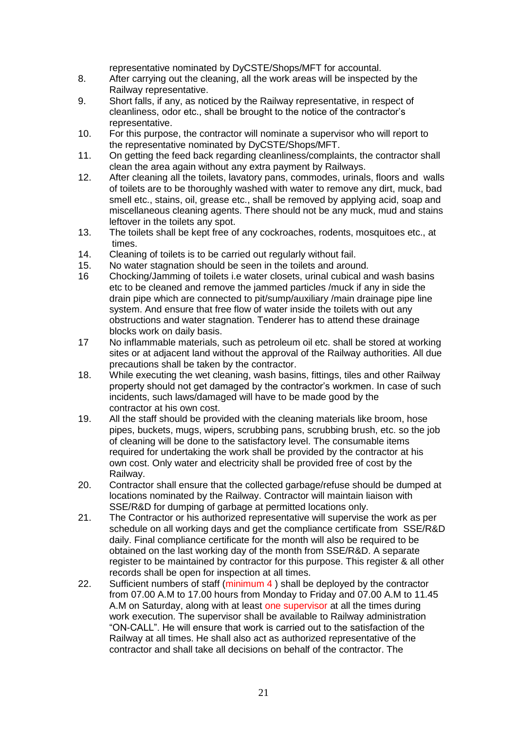representative nominated by DyCSTE/Shops/MFT for accountal.

8. After carrying out the cleaning, all the work areas will be inspected by the Railway representative.
9. Short falls, if any, as noticed by the Railway representative, in respect of cleanliness, odor etc., shall be brought to the notice of the contractor's representative.
10. For this purpose, the contractor will nominate a supervisor who will report to the representative nominated by DyCSTE/Shops/MFT.
11. On getting the feed back regarding cleanliness/complaints, the contractor shall clean the area again without any extra payment by Railways.
12. After cleaning all the toilets, lavatory pans, commodes, urinals, floors and walls of toilets are to be thoroughly washed with water to remove any dirt, muck, bad smell etc., stains, oil, grease etc., shall be removed by applying acid, soap and miscellaneous cleaning agents. There should not be any muck, mud and stains leftover in the toilets any spot.
13. The toilets shall be kept free of any cockroaches, rodents, mosquitoes etc., at times.
14. Cleaning of toilets is to be carried out regularly without fail.
15. No water stagnation should be seen in the toilets and around.
16. Chocking/Jamming of toilets i.e water closets, urinal cubical and wash basins etc to be cleaned and remove the jammed particles /muck if any in side the drain pipe which are connected to pit/sump/auxiliary /main drainage pipe line system. And ensure that free flow of water inside the toilets with out any obstructions and water stagnation. Tenderer has to attend these drainage blocks work on daily basis.
17. No inflammable materials, such as petroleum oil etc. shall be stored at working sites or at adjacent land without the approval of the Railway authorities. All due precautions shall be taken by the contractor.
18. While executing the wet cleaning, wash basins, fittings, tiles and other Railway property should not get damaged by the contractor's workmen. In case of such incidents, such laws/damaged will have to be made good by the contractor at his own cost.
19. All the staff should be provided with the cleaning materials like broom, hose pipes, buckets, mugs, wipers, scrubbing pans, scrubbing brush, etc. so the job of cleaning will be done to the satisfactory level. The consumable items required for undertaking the work shall be provided by the contractor at his own cost. Only water and electricity shall be provided free of cost by the Railway.
20. Contractor shall ensure that the collected garbage/refuse should be dumped at locations nominated by the Railway. Contractor will maintain liaison with SSE/R&D for dumping of garbage at permitted locations only.
21. The Contractor or his authorized representative will supervise the work as per schedule on all working days and get the compliance certificate from SSE/R&D daily. Final compliance certificate for the month will also be required to be obtained on the last working day of the month from SSE/R&D. A separate register to be maintained by contractor for this purpose. This register & all other records shall be open for inspection at all times.
22. Sufficient numbers of staff (minimum 4 ) shall be deployed by the contractor from 07.00 A.M to 17.00 hours from Monday to Friday and 07.00 A.M to 11.45 A.M on Saturday, along with at least one supervisor at all the times during work execution. The supervisor shall be available to Railway administration "ON-CALL". He will ensure that work is carried out to the satisfaction of the Railway at all times. He shall also act as authorized representative of the contractor and shall take all decisions on behalf of the contractor. The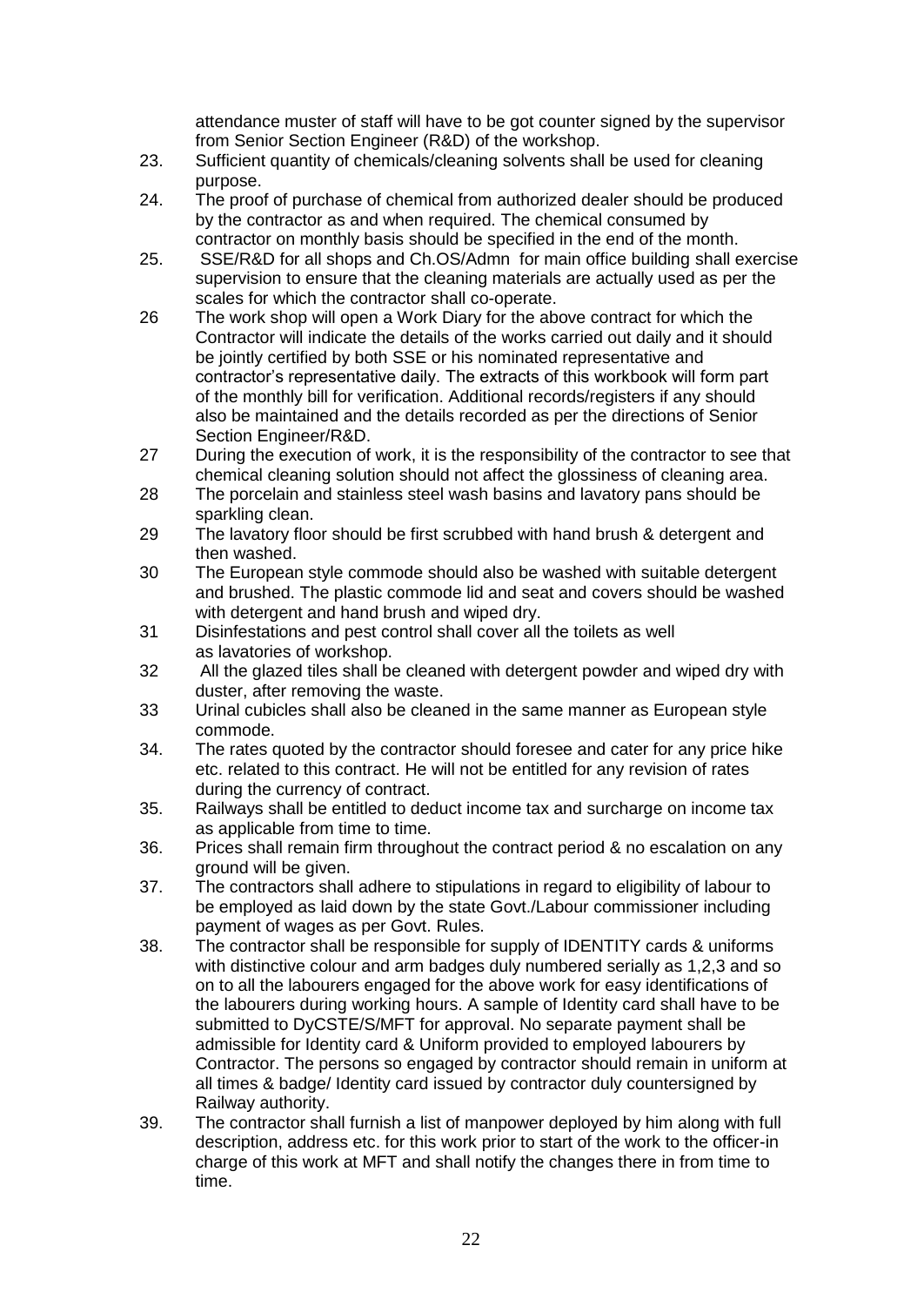attendance muster of staff will have to be got counter signed by the supervisor from Senior Section Engineer (R&D) of the workshop.

23. Sufficient quantity of chemicals/cleaning solvents shall be used for cleaning purpose.
24. The proof of purchase of chemical from authorized dealer should be produced by the contractor as and when required. The chemical consumed by contractor on monthly basis should be specified in the end of the month.
25. SSE/R&D for all shops and Ch.OS/Admn for main office building shall exercise supervision to ensure that the cleaning materials are actually used as per the scales for which the contractor shall co-operate.
26 The work shop will open a Work Diary for the above contract for which the Contractor will indicate the details of the works carried out daily and it should be jointly certified by both SSE or his nominated representative and contractor's representative daily. The extracts of this workbook will form part of the monthly bill for verification. Additional records/registers if any should also be maintained and the details recorded as per the directions of Senior Section Engineer/R&D.
27 During the execution of work, it is the responsibility of the contractor to see that chemical cleaning solution should not affect the glossiness of cleaning area.
28 The porcelain and stainless steel wash basins and lavatory pans should be sparkling clean.
29 The lavatory floor should be first scrubbed with hand brush & detergent and then washed.
30 The European style commode should also be washed with suitable detergent and brushed. The plastic commode lid and seat and covers should be washed with detergent and hand brush and wiped dry.
31 Disinfestations and pest control shall cover all the toilets as well as lavatories of workshop.
32 All the glazed tiles shall be cleaned with detergent powder and wiped dry with duster, after removing the waste.
33 Urinal cubicles shall also be cleaned in the same manner as European style commode.
34. The rates quoted by the contractor should foresee and cater for any price hike etc. related to this contract. He will not be entitled for any revision of rates during the currency of contract.
35. Railways shall be entitled to deduct income tax and surcharge on income tax as applicable from time to time.
36. Prices shall remain firm throughout the contract period & no escalation on any ground will be given.
37. The contractors shall adhere to stipulations in regard to eligibility of labour to be employed as laid down by the state Govt./Labour commissioner including payment of wages as per Govt. Rules.
38. The contractor shall be responsible for supply of IDENTITY cards & uniforms with distinctive colour and arm badges duly numbered serially as 1,2,3 and so on to all the labourers engaged for the above work for easy identifications of the labourers during working hours. A sample of Identity card shall have to be submitted to DyCSTE/S/MFT for approval. No separate payment shall be admissible for Identity card & Uniform provided to employed labourers by Contractor. The persons so engaged by contractor should remain in uniform at all times & badge/ Identity card issued by contractor duly countersigned by Railway authority.
39. The contractor shall furnish a list of manpower deployed by him along with full description, address etc. for this work prior to start of the work to the officer-in charge of this work at MFT and shall notify the changes there in from time to time.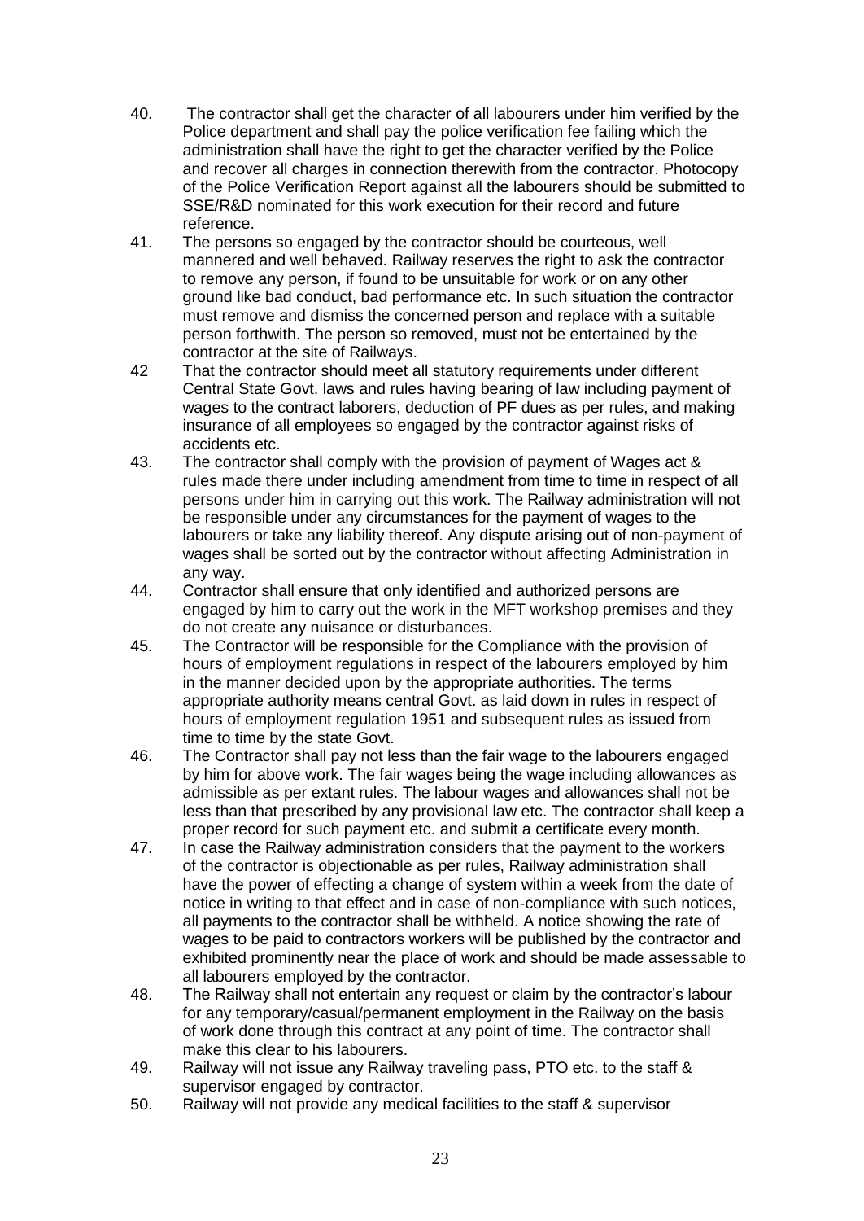40. The contractor shall get the character of all labourers under him verified by the Police department and shall pay the police verification fee failing which the administration shall have the right to get the character verified by the Police and recover all charges in connection therewith from the contractor. Photocopy of the Police Verification Report against all the labourers should be submitted to SSE/R&D nominated for this work execution for their record and future reference.
41. The persons so engaged by the contractor should be courteous, well mannered and well behaved. Railway reserves the right to ask the contractor to remove any person, if found to be unsuitable for work or on any other ground like bad conduct, bad performance etc. In such situation the contractor must remove and dismiss the concerned person and replace with a suitable person forthwith. The person so removed, must not be entertained by the contractor at the site of Railways.
42 That the contractor should meet all statutory requirements under different Central State Govt. laws and rules having bearing of law including payment of wages to the contract laborers, deduction of PF dues as per rules, and making insurance of all employees so engaged by the contractor against risks of accidents etc.
43. The contractor shall comply with the provision of payment of Wages act & rules made there under including amendment from time to time in respect of all persons under him in carrying out this work. The Railway administration will not be responsible under any circumstances for the payment of wages to the labourers or take any liability thereof. Any dispute arising out of non-payment of wages shall be sorted out by the contractor without affecting Administration in any way.
44. Contractor shall ensure that only identified and authorized persons are engaged by him to carry out the work in the MFT workshop premises and they do not create any nuisance or disturbances.
45. The Contractor will be responsible for the Compliance with the provision of hours of employment regulations in respect of the labourers employed by him in the manner decided upon by the appropriate authorities. The terms appropriate authority means central Govt. as laid down in rules in respect of hours of employment regulation 1951 and subsequent rules as issued from time to time by the state Govt.
46. The Contractor shall pay not less than the fair wage to the labourers engaged by him for above work. The fair wages being the wage including allowances as admissible as per extant rules. The labour wages and allowances shall not be less than that prescribed by any provisional law etc. The contractor shall keep a proper record for such payment etc. and submit a certificate every month.
47. In case the Railway administration considers that the payment to the workers of the contractor is objectionable as per rules, Railway administration shall have the power of effecting a change of system within a week from the date of notice in writing to that effect and in case of non-compliance with such notices, all payments to the contractor shall be withheld. A notice showing the rate of wages to be paid to contractors workers will be published by the contractor and exhibited prominently near the place of work and should be made assessable to all labourers employed by the contractor.
48. The Railway shall not entertain any request or claim by the contractor's labour for any temporary/casual/permanent employment in the Railway on the basis of work done through this contract at any point of time. The contractor shall make this clear to his labourers.
49. Railway will not issue any Railway traveling pass, PTO etc. to the staff & supervisor engaged by contractor.
50. Railway will not provide any medical facilities to the staff & supervisor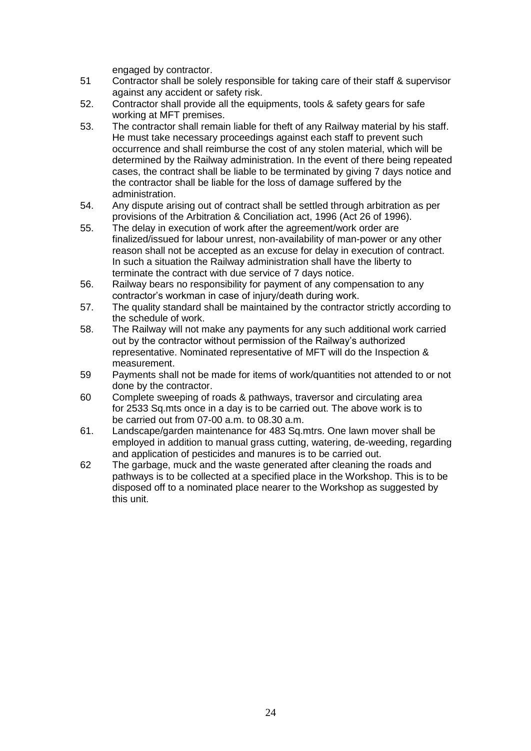engaged by contractor.

51 Contractor shall be solely responsible for taking care of their staff & supervisor against any accident or safety risk.

52. Contractor shall provide all the equipments, tools & safety gears for safe working at MFT premises.

53. The contractor shall remain liable for theft of any Railway material by his staff. He must take necessary proceedings against each staff to prevent such occurrence and shall reimburse the cost of any stolen material, which will be determined by the Railway administration. In the event of there being repeated cases, the contract shall be liable to be terminated by giving 7 days notice and the contractor shall be liable for the loss of damage suffered by the administration.

54. Any dispute arising out of contract shall be settled through arbitration as per provisions of the Arbitration & Conciliation act, 1996 (Act 26 of 1996).

55. The delay in execution of work after the agreement/work order are finalized/issued for labour unrest, non-availability of man-power or any other reason shall not be accepted as an excuse for delay in execution of contract. In such a situation the Railway administration shall have the liberty to terminate the contract with due service of 7 days notice.

56. Railway bears no responsibility for payment of any compensation to any contractor's workman in case of injury/death during work.

57. The quality standard shall be maintained by the contractor strictly according to the schedule of work.

58. The Railway will not make any payments for any such additional work carried out by the contractor without permission of the Railway's authorized representative. Nominated representative of MFT will do the Inspection & measurement.

59 Payments shall not be made for items of work/quantities not attended to or not done by the contractor.

60 Complete sweeping of roads & pathways, traversor and circulating area for 2533 Sq.mts once in a day is to be carried out. The above work is to be carried out from 07-00 a.m. to 08.30 a.m.

61. Landscape/garden maintenance for 483 Sq.mtrs. One lawn mover shall be employed in addition to manual grass cutting, watering, de-weeding, regarding and application of pesticides and manures is to be carried out.

62 The garbage, muck and the waste generated after cleaning the roads and pathways is to be collected at a specified place in the Workshop. This is to be disposed off to a nominated place nearer to the Workshop as suggested by this unit.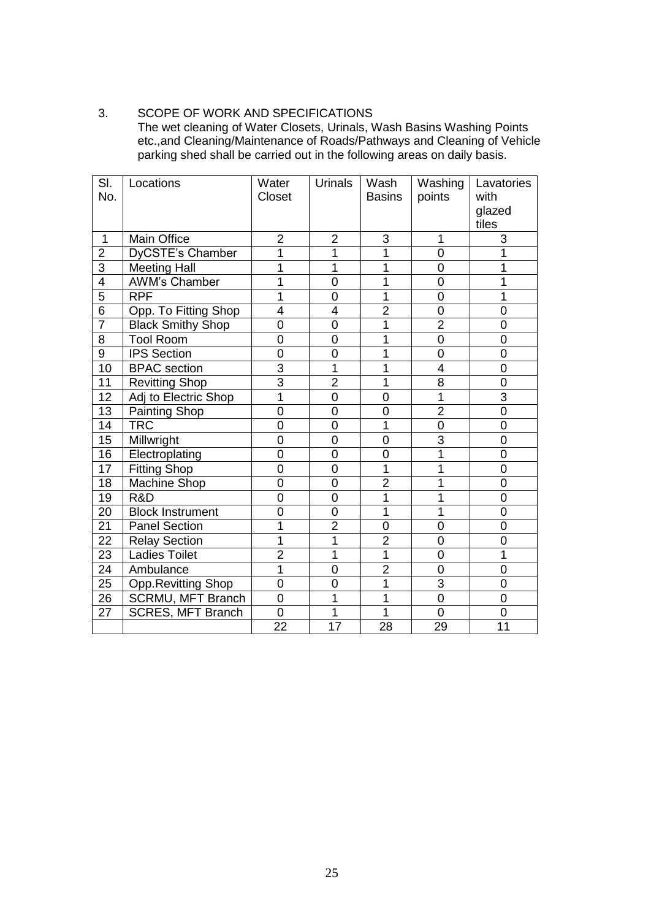## 3. SCOPE OF WORK AND SPECIFICATIONS

The wet cleaning of Water Closets, Urinals, Wash Basins Washing Points etc.,and Cleaning/Maintenance of Roads/Pathways and Cleaning of Vehicle parking shed shall be carried out in the following areas on daily basis.

| Sl. No. | Locations | Water Closet | Urinals | Wash Basins | Washing points | Lavatories with glazed tiles |
|---|---|---|---|---|---|---|
| 1 | Main Office | 2 | 2 | 3 | 1 | 3 |
| 2 | DyCSTE's Chamber | 1 | 1 | 1 | 0 | 1 |
| 3 | Meeting Hall | 1 | 1 | 1 | 0 | 1 |
| 4 | AWM's Chamber | 1 | 0 | 1 | 0 | 1 |
| 5 | RPF | 1 | 0 | 1 | 0 | 1 |
| 6 | Opp. To Fitting Shop | 4 | 4 | 2 | 0 | 0 |
| 7 | Black Smithy Shop | 0 | 0 | 1 | 2 | 0 |
| 8 | Tool Room | 0 | 0 | 1 | 0 | 0 |
| 9 | IPS Section | 0 | 0 | 1 | 0 | 0 |
| 10 | BPAC section | 3 | 1 | 1 | 4 | 0 |
| 11 | Revitting Shop | 3 | 2 | 1 | 8 | 0 |
| 12 | Adj to Electric Shop | 1 | 0 | 0 | 1 | 3 |
| 13 | Painting Shop | 0 | 0 | 0 | 2 | 0 |
| 14 | TRC | 0 | 0 | 1 | 0 | 0 |
| 15 | Millwright | 0 | 0 | 0 | 3 | 0 |
| 16 | Electroplating | 0 | 0 | 0 | 1 | 0 |
| 17 | Fitting Shop | 0 | 0 | 1 | 1 | 0 |
| 18 | Machine Shop | 0 | 0 | 2 | 1 | 0 |
| 19 | R&D | 0 | 0 | 1 | 1 | 0 |
| 20 | Block Instrument | 0 | 0 | 1 | 1 | 0 |
| 21 | Panel Section | 1 | 2 | 0 | 0 | 0 |
| 22 | Relay Section | 1 | 1 | 2 | 0 | 0 |
| 23 | Ladies Toilet | 2 | 1 | 1 | 0 | 1 |
| 24 | Ambulance | 1 | 0 | 2 | 0 | 0 |
| 25 | Opp.Revitting Shop | 0 | 0 | 1 | 3 | 0 |
| 26 | SCRMU, MFT Branch | 0 | 1 | 1 | 0 | 0 |
| 27 | SCRES, MFT Branch | 0 | 1 | 1 | 0 | 0 |
| | | 22 | 17 | 28 | 29 | 11 |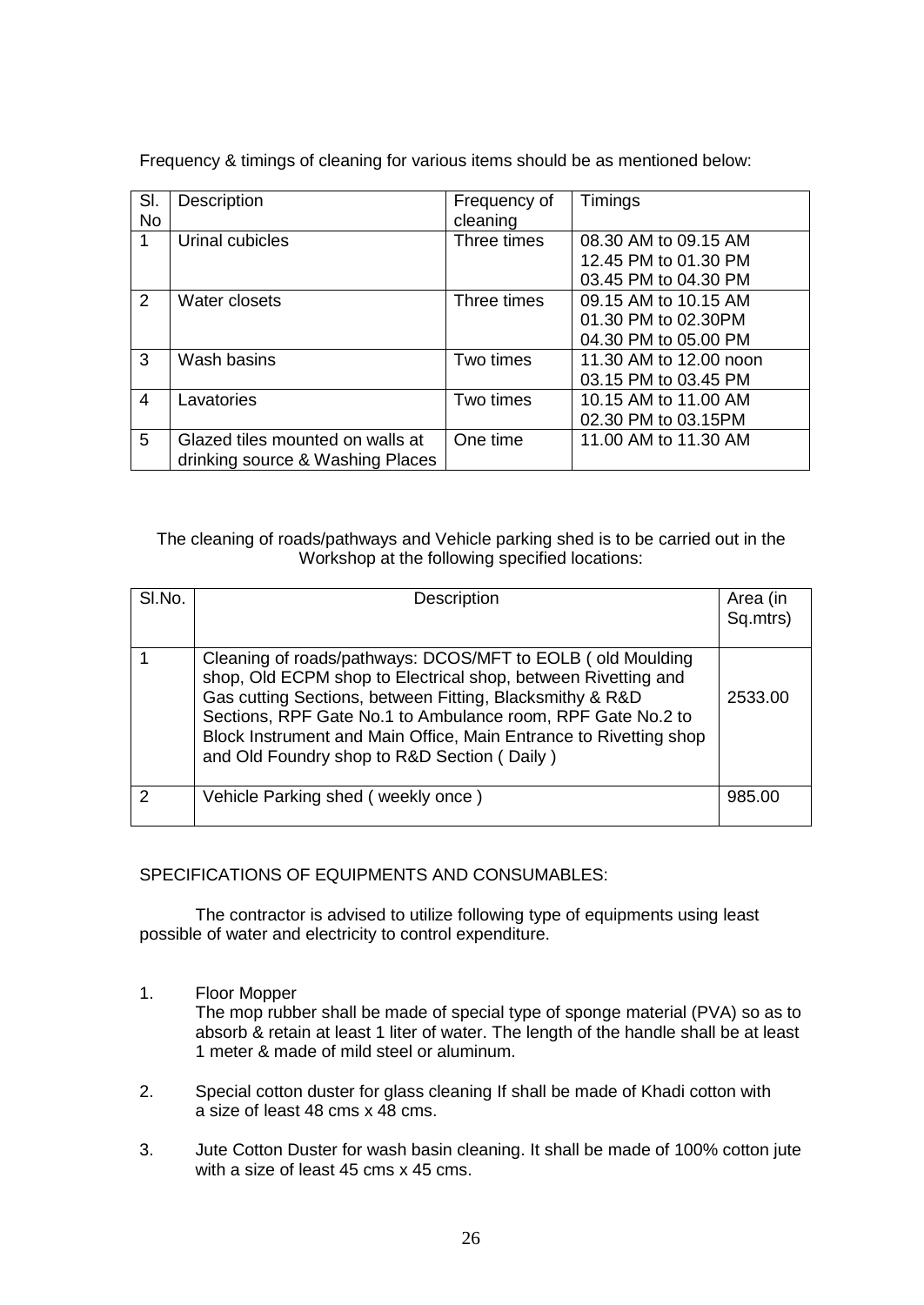Frequency & timings of cleaning for various items should be as mentioned below:

| Sl. No | Description | Frequency of cleaning | Timings |
|---|---|---|---|
| 1 | Urinal cubicles | Three times | 08.30 AM to 09.15 AM<br>12.45 PM to 01.30 PM<br>03.45 PM to 04.30 PM |
| 2 | Water closets | Three times | 09.15 AM to 10.15 AM<br>01.30 PM to 02.30PM<br>04.30 PM to 05.00 PM |
| 3 | Wash basins | Two times | 11.30 AM to 12.00 noon<br>03.15 PM to 03.45 PM |
| 4 | Lavatories | Two times | 10.15 AM to 11.00 AM<br>02.30 PM to 03.15PM |
| 5 | Glazed tiles mounted on walls at drinking source & Washing Places | One time | 11.00 AM to 11.30 AM |

The cleaning of roads/pathways and Vehicle parking shed is to be carried out in the Workshop at the following specified locations:

| Sl.No. | Description | Area (in Sq.mtrs) |
|---|---|---|
| 1 | Cleaning of roads/pathways: DCOS/MFT to EOLB ( old Moulding shop, Old ECPM shop to Electrical shop, between Rivetting and Gas cutting Sections, between Fitting, Blacksmithy & R&D Sections, RPF Gate No.1 to Ambulance room, RPF Gate No.2 to Block Instrument and Main Office, Main Entrance to Rivetting shop and Old Foundry shop to R&D Section ( Daily ) | 2533.00 |
| 2 | Vehicle Parking shed ( weekly once ) | 985.00 |

SPECIFICATIONS OF EQUIPMENTS AND CONSUMABLES:

The contractor is advised to utilize following type of equipments using least possible of water and electricity to control expenditure.

1. Floor Mopper
   The mop rubber shall be made of special type of sponge material (PVA) so as to absorb & retain at least 1 liter of water. The length of the handle shall be at least 1 meter & made of mild steel or aluminum.

2. Special cotton duster for glass cleaning If shall be made of Khadi cotton with a size of least 48 cms x 48 cms.

3. Jute Cotton Duster for wash basin cleaning. It shall be made of 100% cotton jute with a size of least 45 cms x 45 cms.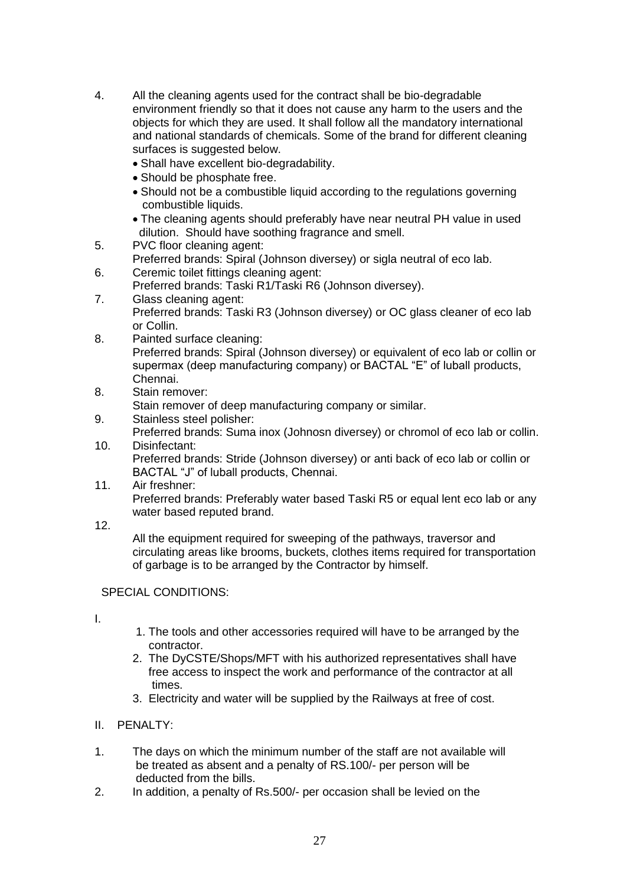4. All the cleaning agents used for the contract shall be bio-degradable environment friendly so that it does not cause any harm to the users and the objects for which they are used. It shall follow all the mandatory international and national standards of chemicals. Some of the brand for different cleaning surfaces is suggested below.
   - Shall have excellent bio-degradability.
   - Should be phosphate free.
   - Should not be a combustible liquid according to the regulations governing combustible liquids.
   - The cleaning agents should preferably have near neutral PH value in used dilution. Should have soothing fragrance and smell.
5. PVC floor cleaning agent:
   Preferred brands: Spiral (Johnson diversey) or sigla neutral of eco lab.
6. Ceremic toilet fittings cleaning agent:
   Preferred brands: Taski R1/Taski R6 (Johnson diversey).
7. Glass cleaning agent:
   Preferred brands: Taski R3 (Johnson diversey) or OC glass cleaner of eco lab or Collin.
8. Painted surface cleaning:
   Preferred brands: Spiral (Johnson diversey) or equivalent of eco lab or collin or supermax (deep manufacturing company) or BACTAL "E" of luball products, Chennai.
8. Stain remover:
   Stain remover of deep manufacturing company or similar.
9. Stainless steel polisher:
   Preferred brands: Suma inox (Johnosn diversey) or chromol of eco lab or collin.
10. Disinfectant:
    Preferred brands: Stride (Johnson diversey) or anti back of eco lab or collin or BACTAL "J" of luball products, Chennai.
11. Air freshner:
    Preferred brands: Preferably water based Taski R5 or equal lent eco lab or any water based reputed brand.
12. All the equipment required for sweeping of the pathways, traversor and circulating areas like brooms, buckets, clothes items required for transportation of garbage is to be arranged by the Contractor by himself.

SPECIAL CONDITIONS:

I.

1. The tools and other accessories required will have to be arranged by the contractor.
2. The DyCSTE/Shops/MFT with his authorized representatives shall have free access to inspect the work and performance of the contractor at all times.
3. Electricity and water will be supplied by the Railways at free of cost.

II. PENALTY:

1. The days on which the minimum number of the staff are not available will be treated as absent and a penalty of RS.100/- per person will be deducted from the bills.
2. In addition, a penalty of Rs.500/- per occasion shall be levied on the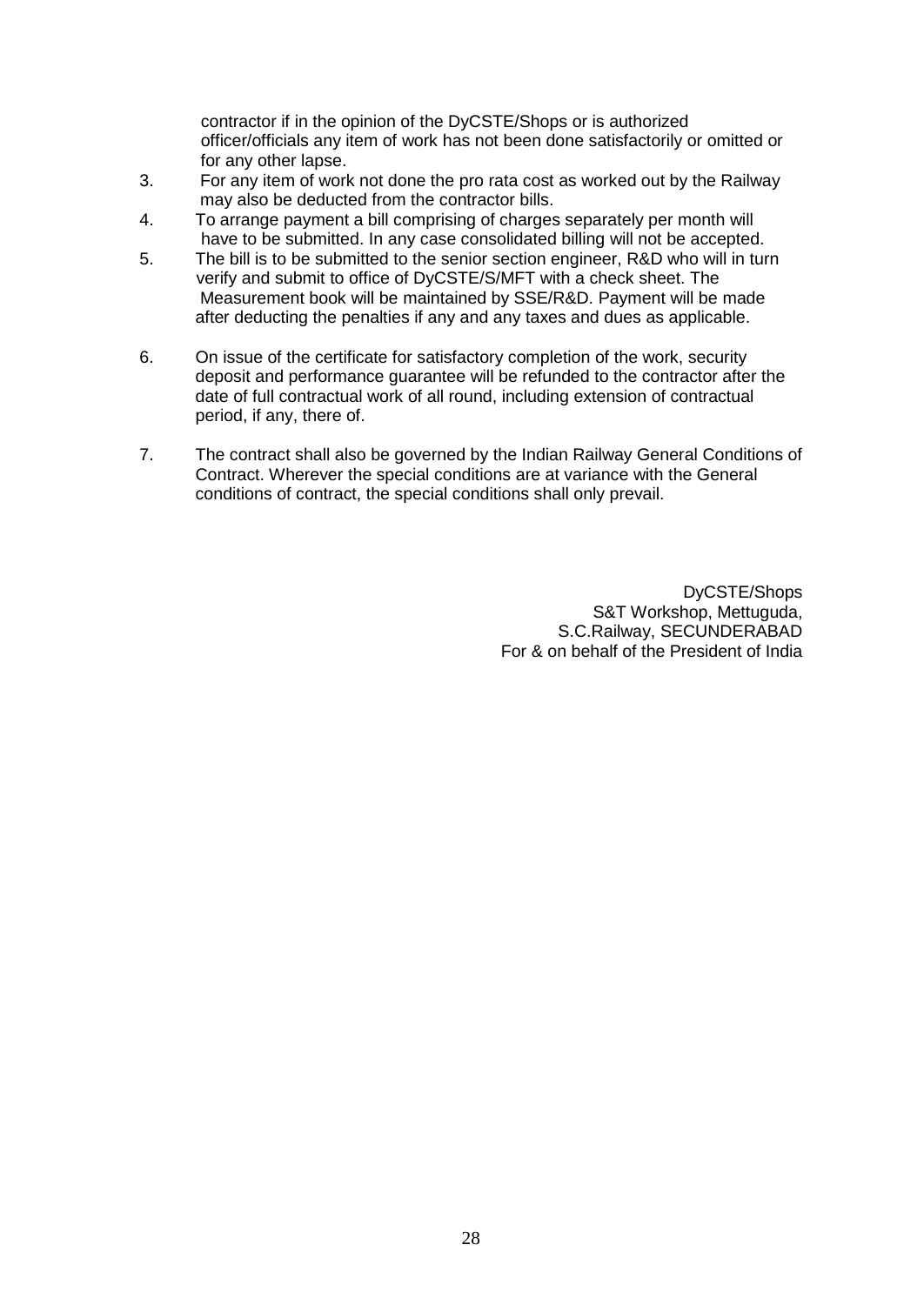contractor if in the opinion of the DyCSTE/Shops or is authorized officer/officials any item of work has not been done satisfactorily or omitted or for any other lapse.

3. For any item of work not done the pro rata cost as worked out by the Railway may also be deducted from the contractor bills.
4. To arrange payment a bill comprising of charges separately per month will have to be submitted. In any case consolidated billing will not be accepted.
5. The bill is to be submitted to the senior section engineer, R&D who will in turn verify and submit to office of DyCSTE/S/MFT with a check sheet. The Measurement book will be maintained by SSE/R&D. Payment will be made after deducting the penalties if any and any taxes and dues as applicable.
6. On issue of the certificate for satisfactory completion of the work, security deposit and performance guarantee will be refunded to the contractor after the date of full contractual work of all round, including extension of contractual period, if any, there of.
7. The contract shall also be governed by the Indian Railway General Conditions of Contract. Wherever the special conditions are at variance with the General conditions of contract, the special conditions shall only prevail.

DyCSTE/Shops
S&T Workshop, Mettuguda,
S.C.Railway, SECUNDERABAD
For & on behalf of the President of India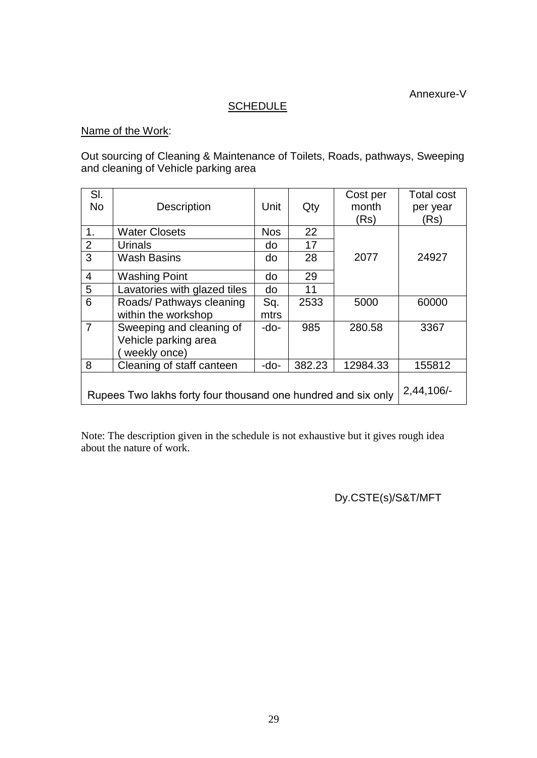Annexure-V

## SCHEDULE

Name of the Work:

Out sourcing of Cleaning & Maintenance of Toilets, Roads, pathways, Sweeping and cleaning of Vehicle parking area

| Sl. No | Description | Unit | Qty | Cost per month (Rs) | Total cost per year (Rs) |
|---|---|---|---|---|---|
| 1. | Water Closets | Nos | 22 | 2077 | 24927 |
| 2 | Urinals | do | 17 | | |
| 3 | Wash Basins | do | 28 | | |
| 4 | Washing Point | do | 29 | | |
| 5 | Lavatories with glazed tiles | do | 11 | | |
| 6 | Roads/ Pathways cleaning within the workshop | Sq. mtrs | 2533 | 5000 | 60000 |
| 7 | Sweeping and cleaning of Vehicle parking area ( weekly once) | -do- | 985 | 280.58 | 3367 |
| 8 | Cleaning of staff canteen | -do- | 382.23 | 12984.33 | 155812 |
| Rupees Two lakhs forty four thousand one hundred and six only | | | | | 2,44,106/- |

Note: The description given in the schedule is not exhaustive but it gives rough idea about the nature of work.

Dy.CSTE(s)/S&T/MFT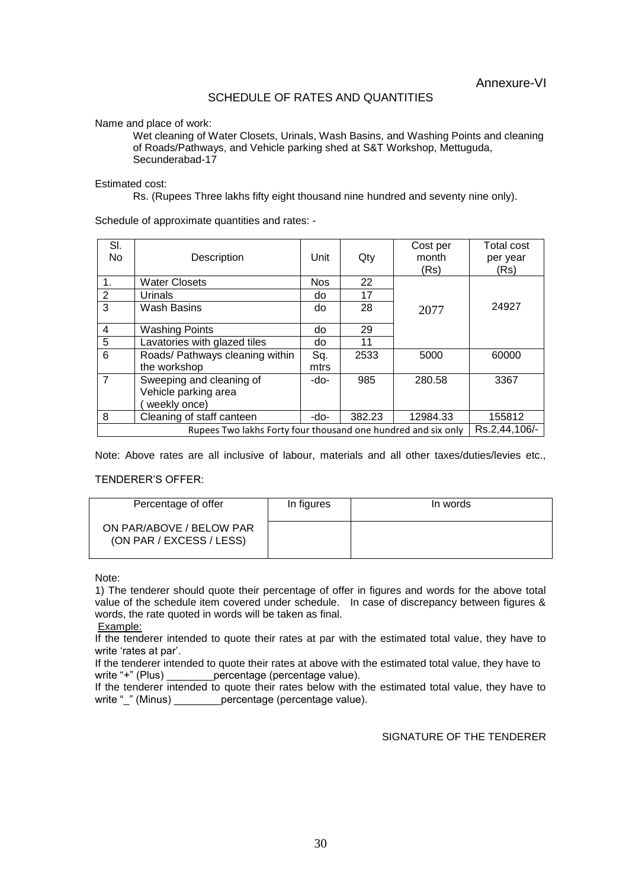Annexure-VI

## SCHEDULE OF RATES AND QUANTITIES

Name and place of work:

Wet cleaning of Water Closets, Urinals, Wash Basins, and Washing Points and cleaning of Roads/Pathways, and Vehicle parking shed at S&T Workshop, Mettuguda, Secunderabad-17

Estimated cost:

Rs. (Rupees Three lakhs fifty eight thousand nine hundred and seventy nine only).

Schedule of approximate quantities and rates: -

| Sl. No | Description | Unit | Qty | Cost per month (Rs) | Total cost per year (Rs) |
|---|---|---|---|---|---|
| 1. | Water Closets | Nos | 22 | 2077 | 24927 |
| 2 | Urinals | do | 17 | | |
| 3 | Wash Basins | do | 28 | | |
| 4 | Washing Points | do | 29 | | |
| 5 | Lavatories with glazed tiles | do | 11 | | |
| 6 | Roads/ Pathways cleaning within the workshop | Sq. mtrs | 2533 | 5000 | 60000 |
| 7 | Sweeping and cleaning of Vehicle parking area ( weekly once) | -do- | 985 | 280.58 | 3367 |
| 8 | Cleaning of staff canteen | -do- | 382.23 | 12984.33 | 155812 |
| Rupees Two lakhs Forty four thousand one hundred and six only | | | | | Rs.2,44,106/- |

Note: Above rates are all inclusive of labour, materials and all other taxes/duties/levies etc.,

TENDERER'S OFFER:

| Percentage of offer | In figures | In words |
|---|---|---|
| ON PAR/ABOVE / BELOW PAR (ON PAR / EXCESS / LESS) | | |

Note:

1) The tenderer should quote their percentage of offer in figures and words for the above total value of the schedule item covered under schedule. In case of discrepancy between figures & words, the rate quoted in words will be taken as final.

Example:

If the tenderer intended to quote their rates at par with the estimated total value, they have to write 'rates at par'.

If the tenderer intended to quote their rates at above with the estimated total value, they have to write "+" (Plus) ________percentage (percentage value).

If the tenderer intended to quote their rates below with the estimated total value, they have to write "_" (Minus) ________percentage (percentage value).

SIGNATURE OF THE TENDERER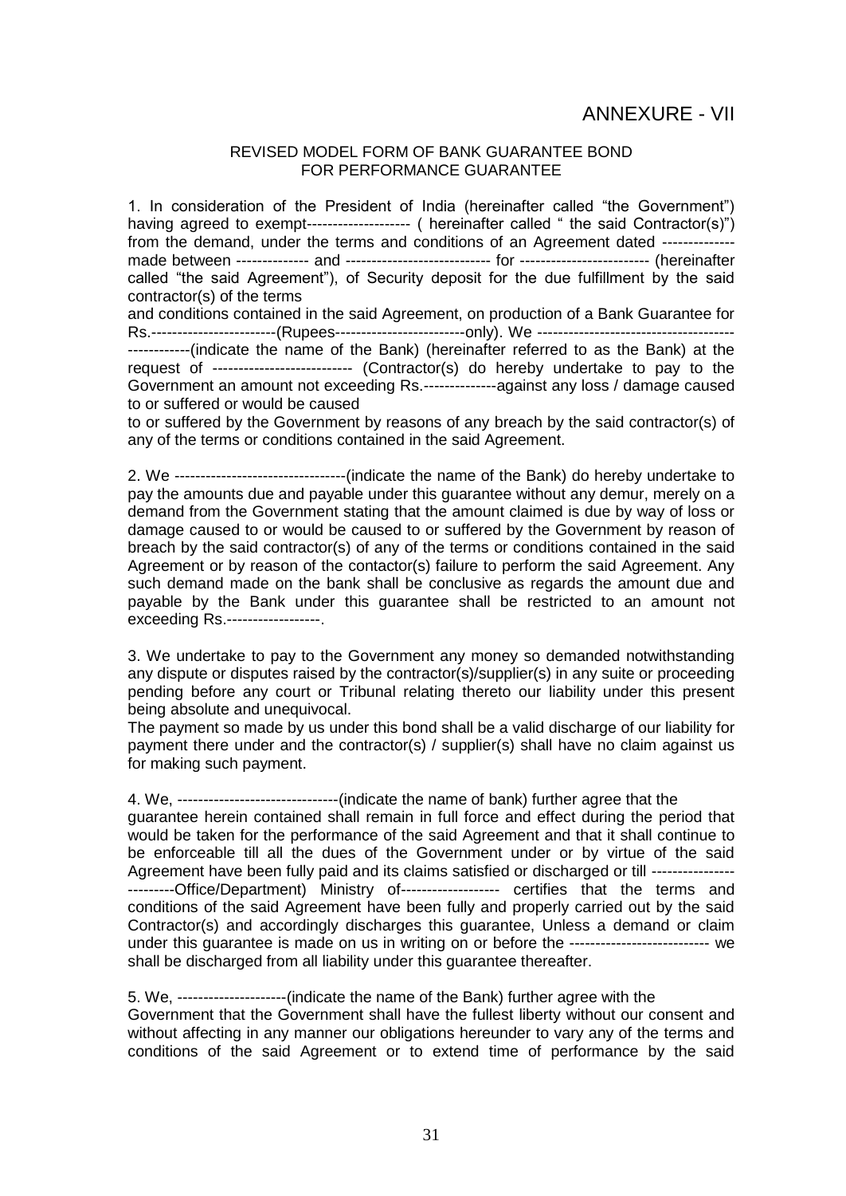# ANNEXURE - VII

## REVISED MODEL FORM OF BANK GUARANTEE BOND FOR PERFORMANCE GUARANTEE

1. In consideration of the President of India (hereinafter called "the Government") having agreed to exempt-------------------- ( hereinafter called " the said Contractor(s)") from the demand, under the terms and conditions of an Agreement dated -------------- made between -------------- and ---------------------------- for ------------------------- (hereinafter called "the said Agreement"), of Security deposit for the due fulfillment by the said contractor(s) of the terms

and conditions contained in the said Agreement, on production of a Bank Guarantee for Rs.------------------------(Rupees-------------------------only). We --------------------------------------------------(indicate the name of the Bank) (hereinafter referred to as the Bank) at the request of --------------------------- (Contractor(s) do hereby undertake to pay to the Government an amount not exceeding Rs.--------------against any loss / damage caused to or suffered or would be caused

to or suffered by the Government by reasons of any breach by the said contractor(s) of any of the terms or conditions contained in the said Agreement.

2. We ---------------------------------(indicate the name of the Bank) do hereby undertake to pay the amounts due and payable under this guarantee without any demur, merely on a demand from the Government stating that the amount claimed is due by way of loss or damage caused to or would be caused to or suffered by the Government by reason of breach by the said contractor(s) of any of the terms or conditions contained in the said Agreement or by reason of the contactor(s) failure to perform the said Agreement. Any such demand made on the bank shall be conclusive as regards the amount due and payable by the Bank under this guarantee shall be restricted to an amount not exceeding Rs.------------------.

3. We undertake to pay to the Government any money so demanded notwithstanding any dispute or disputes raised by the contractor(s)/supplier(s) in any suite or proceeding pending before any court or Tribunal relating thereto our liability under this present being absolute and unequivocal.

The payment so made by us under this bond shall be a valid discharge of our liability for payment there under and the contractor(s) / supplier(s) shall have no claim against us for making such payment.

4. We, -------------------------------(indicate the name of bank) further agree that the guarantee herein contained shall remain in full force and effect during the period that would be taken for the performance of the said Agreement and that it shall continue to be enforceable till all the dues of the Government under or by virtue of the said Agreement have been fully paid and its claims satisfied or discharged or till -------------------------Office/Department) Ministry of------------------- certifies that the terms and conditions of the said Agreement have been fully and properly carried out by the said Contractor(s) and accordingly discharges this guarantee, Unless a demand or claim under this guarantee is made on us in writing on or before the --------------------------- we shall be discharged from all liability under this guarantee thereafter.

5. We, ---------------------(indicate the name of the Bank) further agree with the Government that the Government shall have the fullest liberty without our consent and without affecting in any manner our obligations hereunder to vary any of the terms and conditions of the said Agreement or to extend time of performance by the said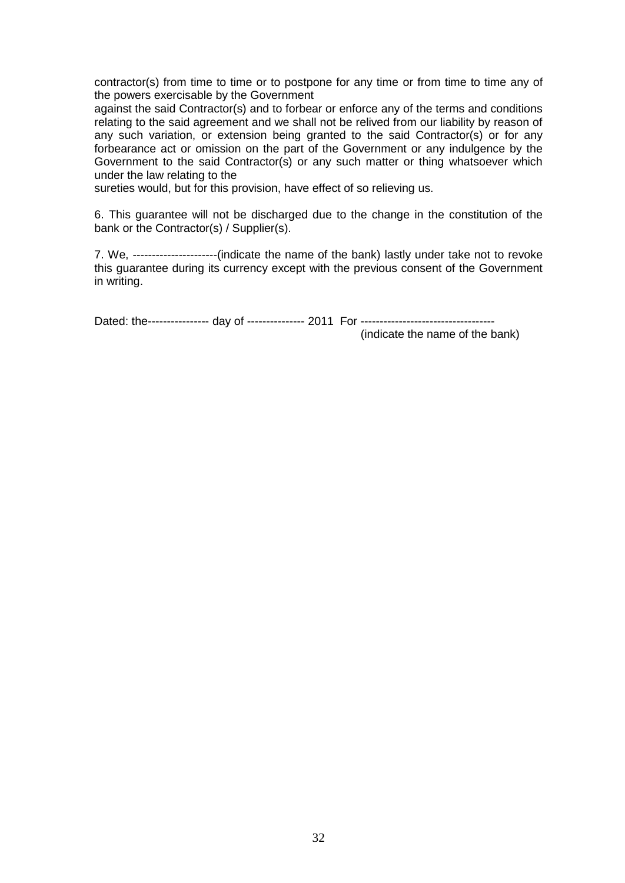contractor(s) from time to time or to postpone for any time or from time to time any of the powers exercisable by the Government
against the said Contractor(s) and to forbear or enforce any of the terms and conditions relating to the said agreement and we shall not be relived from our liability by reason of any such variation, or extension being granted to the said Contractor(s) or for any forbearance act or omission on the part of the Government or any indulgence by the Government to the said Contractor(s) or any such matter or thing whatsoever which under the law relating to the
sureties would, but for this provision, have effect of so relieving us.

6. This guarantee will not be discharged due to the change in the constitution of the bank or the Contractor(s) / Supplier(s).

7. We, ----------------------(indicate the name of the bank) lastly under take not to revoke this guarantee during its currency except with the previous consent of the Government in writing.

Dated: the---------------- day of --------------- 2011 For -----------------------------------
(indicate the name of the bank)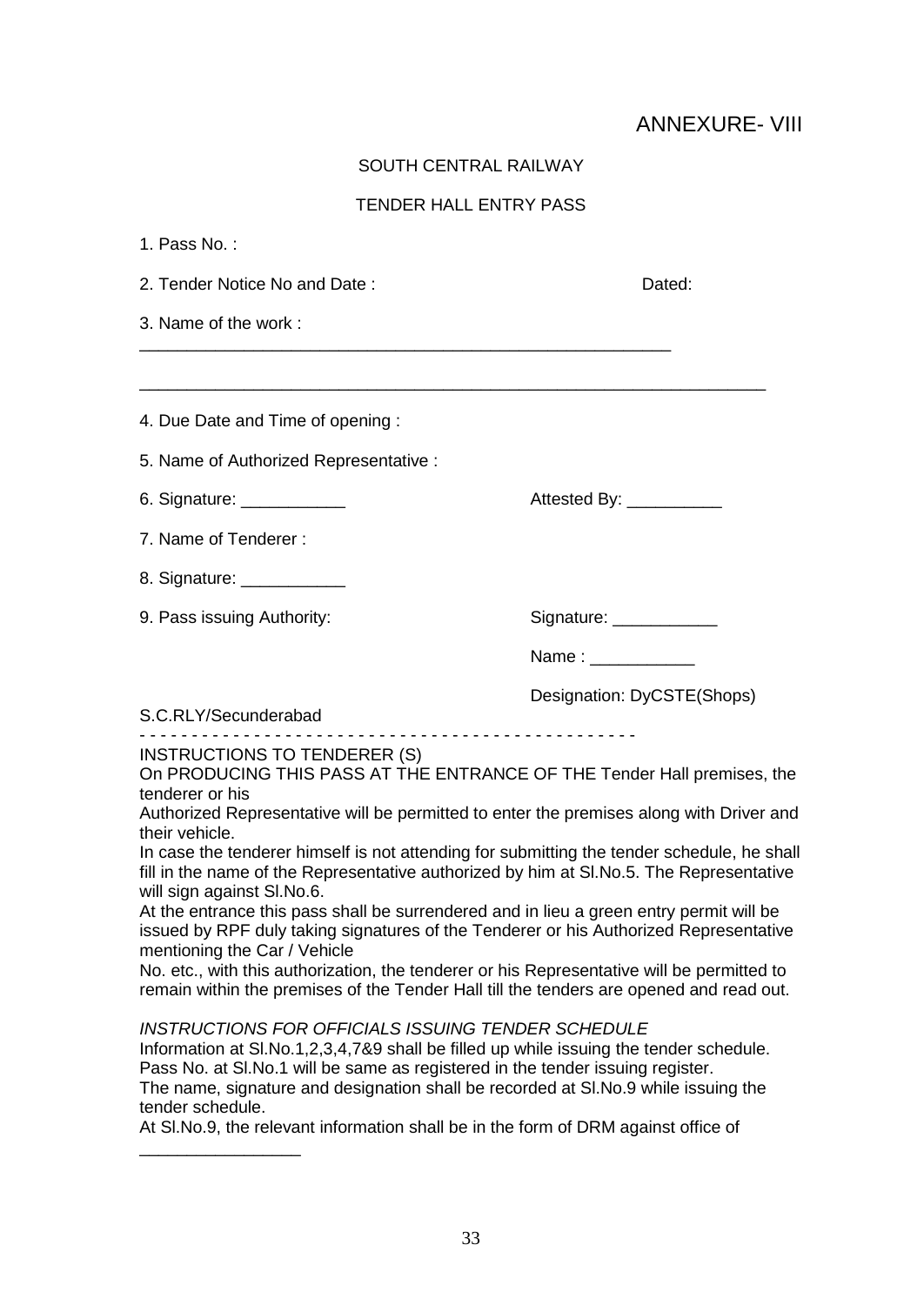ANNEXURE- VIII

SOUTH CENTRAL RAILWAY

TENDER HALL ENTRY PASS

1. Pass No. :

2. Tender Notice No and Date : Dated:

3. Name of the work :

____________________________________________________________

____________________________________________________________

4. Due Date and Time of opening :

5. Name of Authorized Representative :

6. Signature: ___________ Attested By: __________

7. Name of Tenderer :

8. Signature: ___________

9. Pass issuing Authority: Signature: ___________

Name : ___________

Designation: DyCSTE(Shops)

S.C.RLY/Secunderabad

- - - - - - - - - - - - - - - - - - - - - - - - - - - - - - - - - - - - - - - - - - - - - - -

INSTRUCTIONS TO TENDERER (S)

On PRODUCING THIS PASS AT THE ENTRANCE OF THE Tender Hall premises, the tenderer or his

Authorized Representative will be permitted to enter the premises along with Driver and their vehicle.

In case the tenderer himself is not attending for submitting the tender schedule, he shall fill in the name of the Representative authorized by him at Sl.No.5. The Representative will sign against Sl.No.6.

At the entrance this pass shall be surrendered and in lieu a green entry permit will be issued by RPF duly taking signatures of the Tenderer or his Authorized Representative mentioning the Car / Vehicle

No. etc., with this authorization, the tenderer or his Representative will be permitted to remain within the premises of the Tender Hall till the tenders are opened and read out.

*INSTRUCTIONS FOR OFFICIALS ISSUING TENDER SCHEDULE*

Information at Sl.No.1,2,3,4,7&9 shall be filled up while issuing the tender schedule.

Pass No. at Sl.No.1 will be same as registered in the tender issuing register.

The name, signature and designation shall be recorded at Sl.No.9 while issuing the tender schedule.

At Sl.No.9, the relevant information shall be in the form of DRM against office of

_________________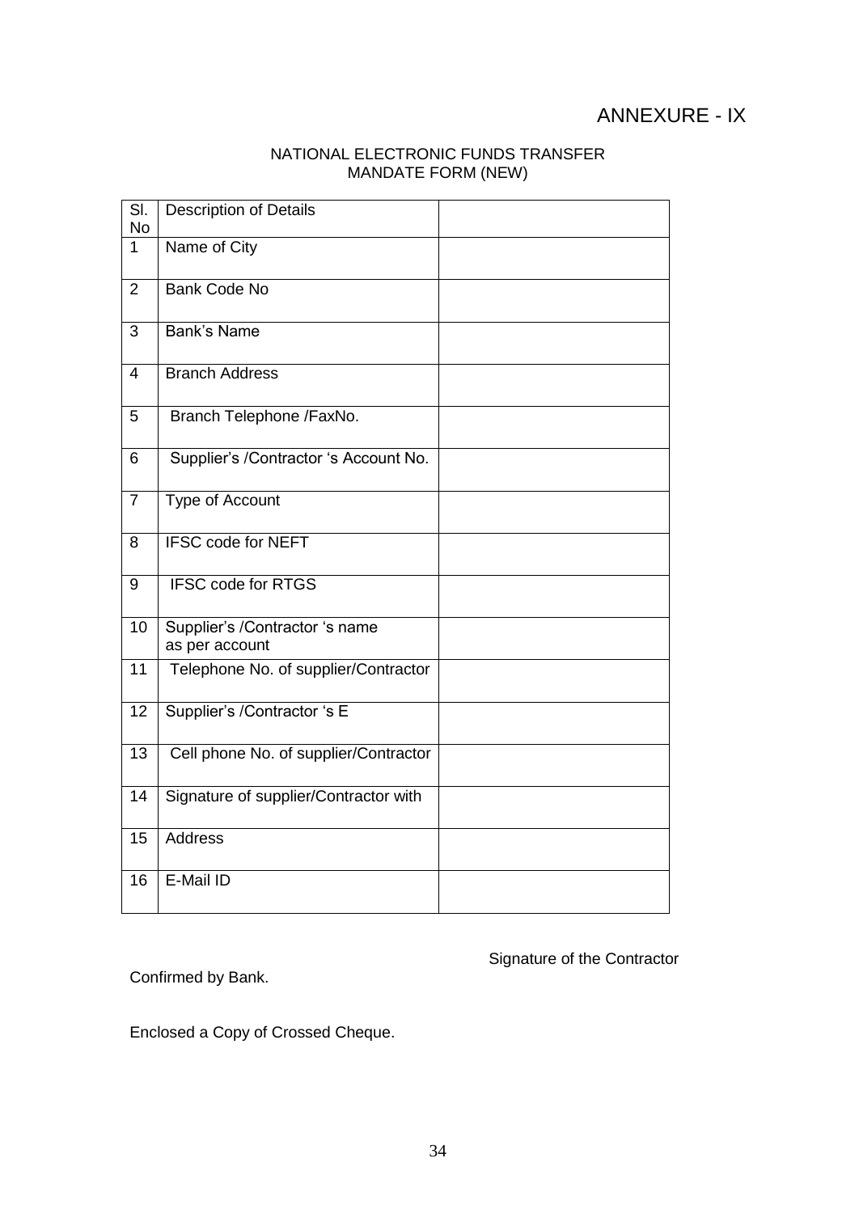# ANNEXURE - IX

NATIONAL ELECTRONIC FUNDS TRANSFER
MANDATE FORM (NEW)

| Sl. No | Description of Details | |
|---|---|---|
| 1 | Name of City | |
| 2 | Bank Code No | |
| 3 | Bank's Name | |
| 4 | Branch Address | |
| 5 | Branch Telephone /FaxNo. | |
| 6 | Supplier's /Contractor 's Account No. | |
| 7 | Type of Account | |
| 8 | IFSC code for NEFT | |
| 9 | IFSC code for RTGS | |
| 10 | Supplier's /Contractor 's name as per account | |
| 11 | Telephone No. of supplier/Contractor | |
| 12 | Supplier's /Contractor 's E | |
| 13 | Cell phone No. of supplier/Contractor | |
| 14 | Signature of supplier/Contractor with | |
| 15 | Address | |
| 16 | E-Mail ID | |

Signature of the Contractor

Confirmed by Bank.

Enclosed a Copy of Crossed Cheque.